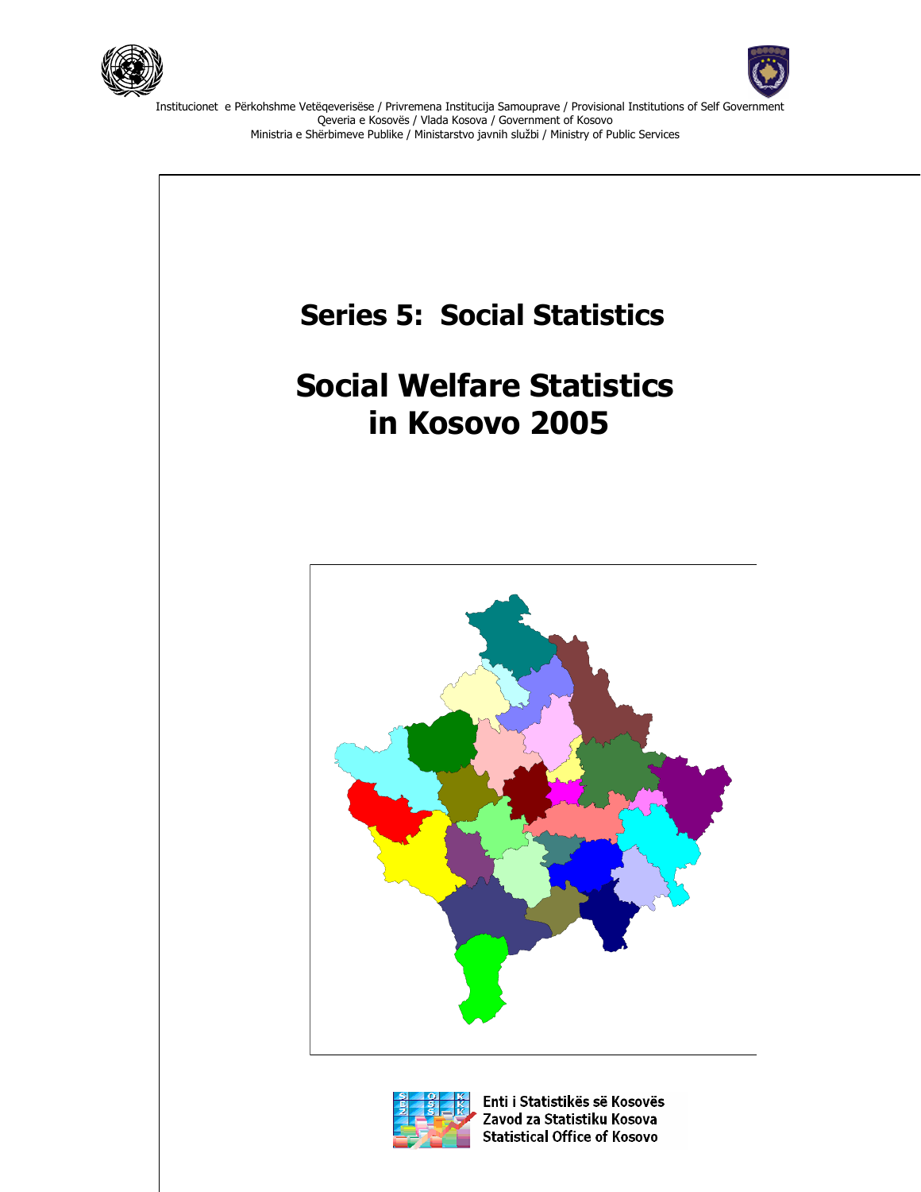Institucionet e Përkohshme Vetëqeverisëse / Privremena Institucija Samouprave / Provisional Institutions of Self Government
Qeveria e Kosovës / Vlada Kosova / Government of Kosovo
Ministria e Shërbimeve Publike / Ministarstvo javnih službi / Ministry of Public Services

# Series 5: Social Statistics

# Social Welfare Statistics in Kosovo 2005

Enti i Statistikës së Kosovës
Zavod za Statistiku Kosova
Statistical Office of Kosovo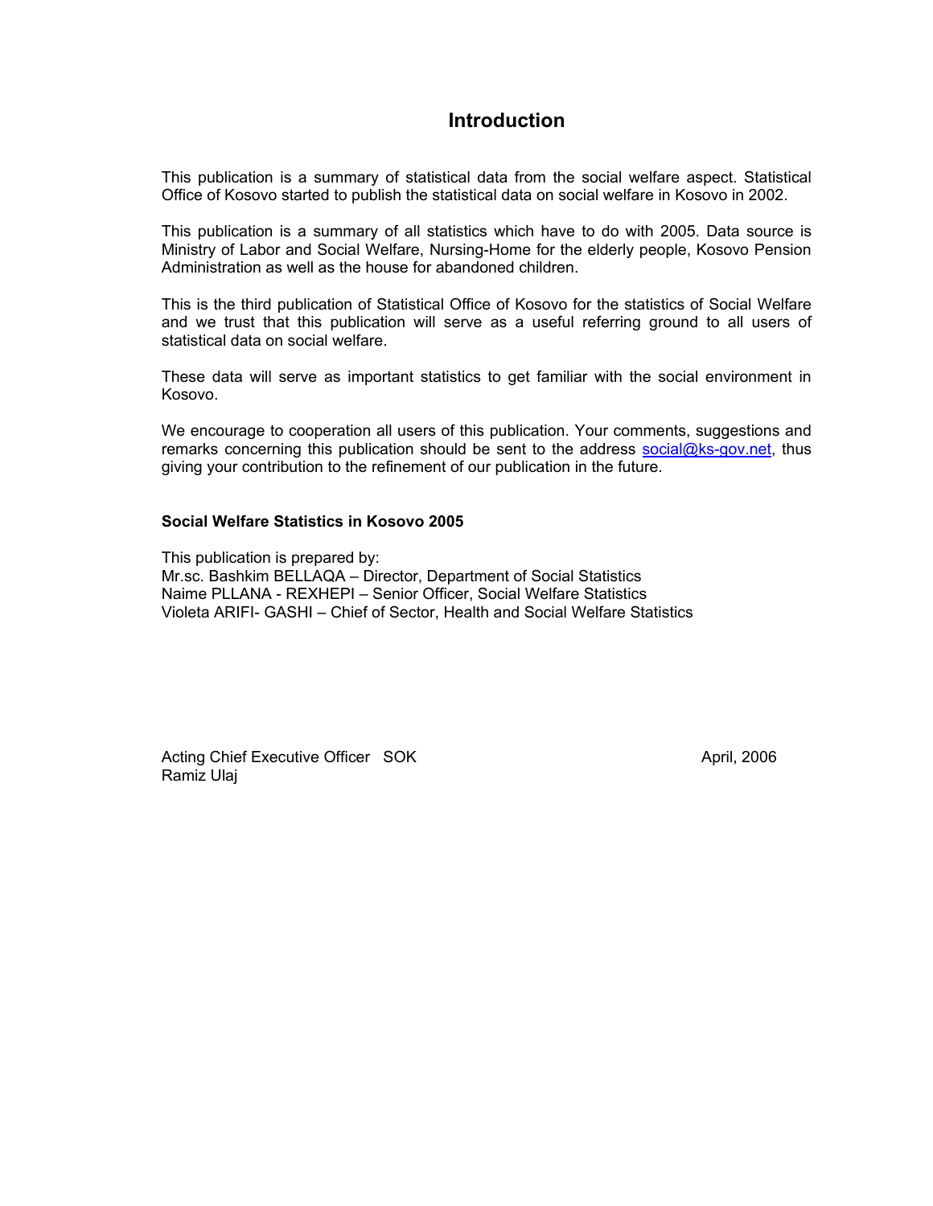# Introduction

This publication is a summary of statistical data from the social welfare aspect. Statistical Office of Kosovo started to publish the statistical data on social welfare in Kosovo in 2002.

This publication is a summary of all statistics which have to do with 2005. Data source is Ministry of Labor and Social Welfare, Nursing-Home for the elderly people, Kosovo Pension Administration as well as the house for abandoned children.

This is the third publication of Statistical Office of Kosovo for the statistics of Social Welfare and we trust that this publication will serve as a useful referring ground to all users of statistical data on social welfare.

These data will serve as important statistics to get familiar with the social environment in Kosovo.

We encourage to cooperation all users of this publication. Your comments, suggestions and remarks concerning this publication should be sent to the address social@ks-gov.net, thus giving your contribution to the refinement of our publication in the future.

**Social Welfare Statistics in Kosovo 2005**

This publication is prepared by:
Mr.sc. Bashkim BELLAQA – Director, Department of Social Statistics
Naime PLLANA - REXHEPI – Senior Officer, Social Welfare Statistics
Violeta ARIFI- GASHI – Chief of Sector, Health and Social Welfare Statistics

Acting Chief Executive Officer SOK
Ramiz Ulaj

April, 2006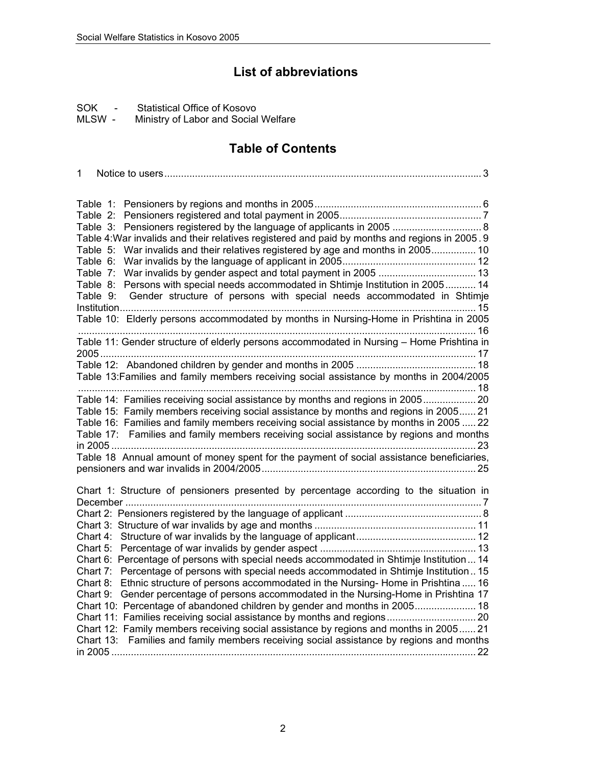## List of abbreviations

SOK - Statistical Office of Kosovo
MLSW - Ministry of Labor and Social Welfare

## Table of Contents

1 Notice to users ........ 3

Table 1: Pensioners by regions and months in 2005 ........ 6
Table 2: Pensioners registered and total payment in 2005 ........ 7
Table 3: Pensioners registered by the language of applicants in 2005 ........ 8
Table 4: War invalids and their relatives registered and paid by months and regions in 2005 . 9
Table 5: War invalids and their relatives registered by age and months in 2005 ........ 10
Table 6: War invalids by the language of applicant in 2005 ........ 12
Table 7: War invalids by gender aspect and total payment in 2005 ........ 13
Table 8: Persons with special needs accommodated in Shtimje Institution in 2005 ........ 14
Table 9: Gender structure of persons with special needs accommodated in Shtimje Institution ........ 15
Table 10: Elderly persons accommodated by months in Nursing-Home in Prishtina in 2005 ........ 16
Table 11: Gender structure of elderly persons accommodated in Nursing – Home Prishtina in 2005 ........ 17
Table 12: Abandoned children by gender and months in 2005 ........ 18
Table 13: Families and family members receiving social assistance by months in 2004/2005 ........ 18
Table 14: Families receiving social assistance by months and regions in 2005 ........ 20
Table 15: Family members receiving social assistance by months and regions in 2005 ........ 21
Table 16: Families and family members receiving social assistance by months in 2005 ........ 22
Table 17: Families and family members receiving social assistance by regions and months in 2005 ........ 23
Table 18 Annual amount of money spent for the payment of social assistance beneficiaries, pensioners and war invalids in 2004/2005 ........ 25

Chart 1: Structure of pensioners presented by percentage according to the situation in December ........ 7
Chart 2: Pensioners registered by the language of applicant ........ 8
Chart 3: Structure of war invalids by age and months ........ 11
Chart 4: Structure of war invalids by the language of applicant ........ 12
Chart 5: Percentage of war invalids by gender aspect ........ 13
Chart 6: Percentage of persons with special needs accommodated in Shtimje Institution ... 14
Chart 7: Percentage of persons with special needs accommodated in Shtimje Institution .. 15
Chart 8: Ethnic structure of persons accommodated in the Nursing- Home in Prishtina ..... 16
Chart 9: Gender percentage of persons accommodated in the Nursing-Home in Prishtina 17
Chart 10: Percentage of abandoned children by gender and months in 2005 ........ 18
Chart 11: Families receiving social assistance by months and regions ........ 20
Chart 12: Family members receiving social assistance by regions and months in 2005 ...... 21
Chart 13: Families and family members receiving social assistance by regions and months in 2005 ........ 22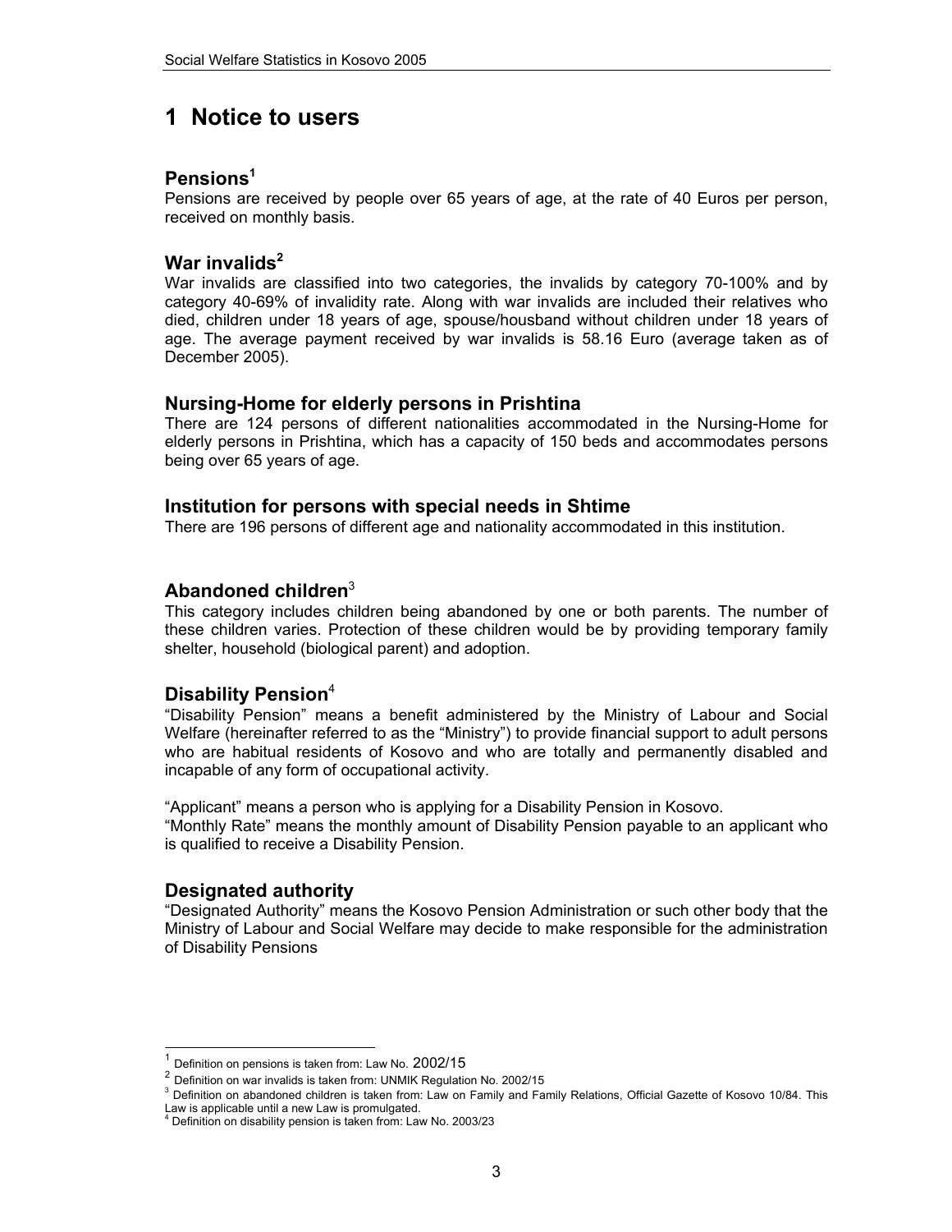# 1 Notice to users

## Pensions[1]

Pensions are received by people over 65 years of age, at the rate of 40 Euros per person, received on monthly basis.

## War invalids[2]

War invalids are classified into two categories, the invalids by category 70-100% and by category 40-69% of invalidity rate. Along with war invalids are included their relatives who died, children under 18 years of age, spouse/housband without children under 18 years of age. The average payment received by war invalids is 58.16 Euro (average taken as of December 2005).

## Nursing-Home for elderly persons in Prishtina

There are 124 persons of different nationalities accommodated in the Nursing-Home for elderly persons in Prishtina, which has a capacity of 150 beds and accommodates persons being over 65 years of age.

## Institution for persons with special needs in Shtime

There are 196 persons of different age and nationality accommodated in this institution.

## Abandoned children[3]

This category includes children being abandoned by one or both parents. The number of these children varies. Protection of these children would be by providing temporary family shelter, household (biological parent) and adoption.

## Disability Pension[4]

“Disability Pension” means a benefit administered by the Ministry of Labour and Social Welfare (hereinafter referred to as the “Ministry”) to provide financial support to adult persons who are habitual residents of Kosovo and who are totally and permanently disabled and incapable of any form of occupational activity.

“Applicant” means a person who is applying for a Disability Pension in Kosovo.
“Monthly Rate” means the monthly amount of Disability Pension payable to an applicant who is qualified to receive a Disability Pension.

## Designated authority

“Designated Authority” means the Kosovo Pension Administration or such other body that the Ministry of Labour and Social Welfare may decide to make responsible for the administration of Disability Pensions

---

[1] Definition on pensions is taken from: Law No. 2002/15
[2] Definition on war invalids is taken from: UNMIK Regulation No. 2002/15
[3] Definition on abandoned children is taken from: Law on Family and Family Relations, Official Gazette of Kosovo 10/84. This Law is applicable until a new Law is promulgated.
[4] Definition on disability pension is taken from: Law No. 2003/23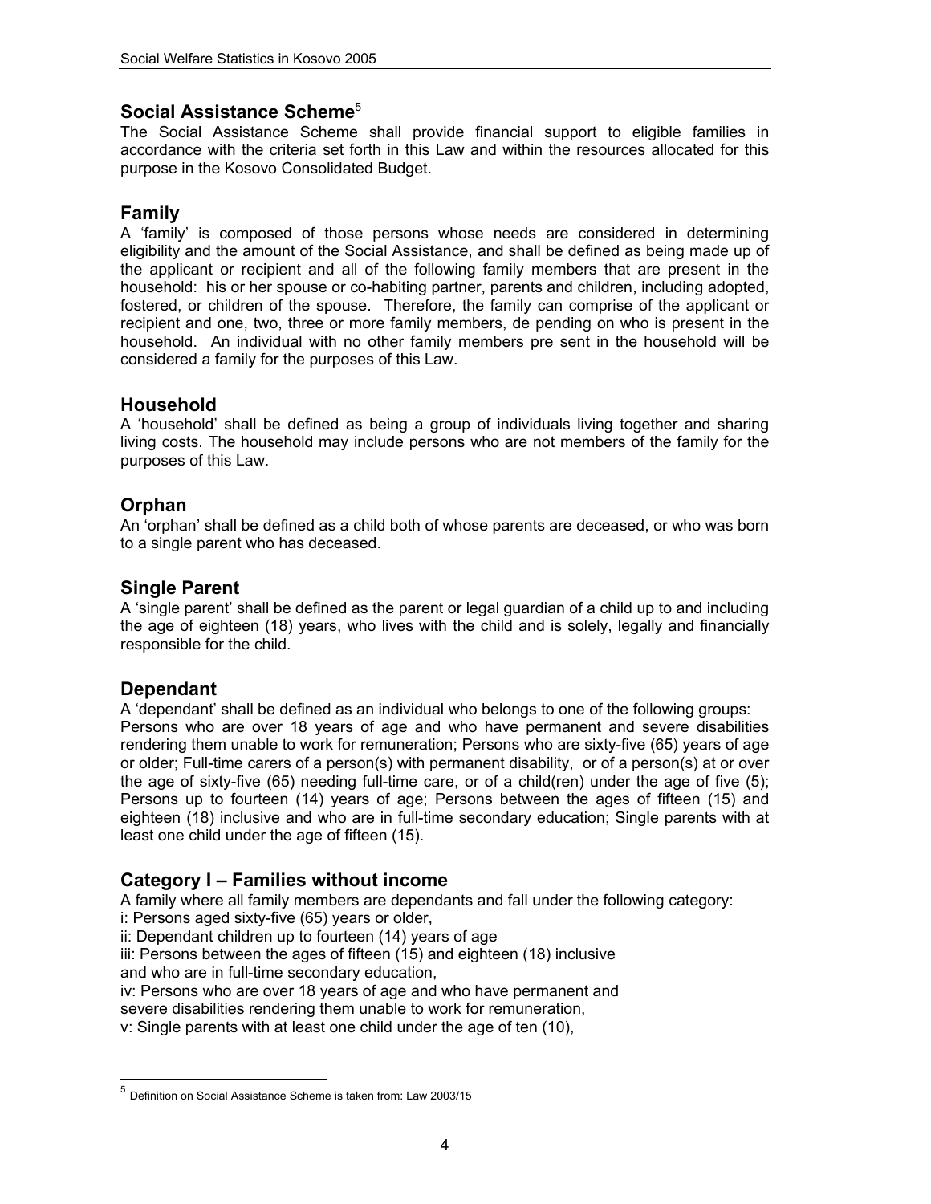## Social Assistance Scheme[5]

The Social Assistance Scheme shall provide financial support to eligible families in accordance with the criteria set forth in this Law and within the resources allocated for this purpose in the Kosovo Consolidated Budget.

## Family

A 'family' is composed of those persons whose needs are considered in determining eligibility and the amount of the Social Assistance, and shall be defined as being made up of the applicant or recipient and all of the following family members that are present in the household: his or her spouse or co-habiting partner, parents and children, including adopted, fostered, or children of the spouse. Therefore, the family can comprise of the applicant or recipient and one, two, three or more family members, de pending on who is present in the household. An individual with no other family members pre sent in the household will be considered a family for the purposes of this Law.

## Household

A 'household' shall be defined as being a group of individuals living together and sharing living costs. The household may include persons who are not members of the family for the purposes of this Law.

## Orphan

An 'orphan' shall be defined as a child both of whose parents are deceased, or who was born to a single parent who has deceased.

## Single Parent

A 'single parent' shall be defined as the parent or legal guardian of a child up to and including the age of eighteen (18) years, who lives with the child and is solely, legally and financially responsible for the child.

## Dependant

A 'dependant' shall be defined as an individual who belongs to one of the following groups: Persons who are over 18 years of age and who have permanent and severe disabilities rendering them unable to work for remuneration; Persons who are sixty-five (65) years of age or older; Full-time carers of a person(s) with permanent disability, or of a person(s) at or over the age of sixty-five (65) needing full-time care, or of a child(ren) under the age of five (5); Persons up to fourteen (14) years of age; Persons between the ages of fifteen (15) and eighteen (18) inclusive and who are in full-time secondary education; Single parents with at least one child under the age of fifteen (15).

## Category I – Families without income

A family where all family members are dependants and fall under the following category:

i: Persons aged sixty-five (65) years or older,

ii: Dependant children up to fourteen (14) years of age

iii: Persons between the ages of fifteen (15) and eighteen (18) inclusive and who are in full-time secondary education,

iv: Persons who are over 18 years of age and who have permanent and severe disabilities rendering them unable to work for remuneration,

v: Single parents with at least one child under the age of ten (10),

---

[5] Definition on Social Assistance Scheme is taken from: Law 2003/15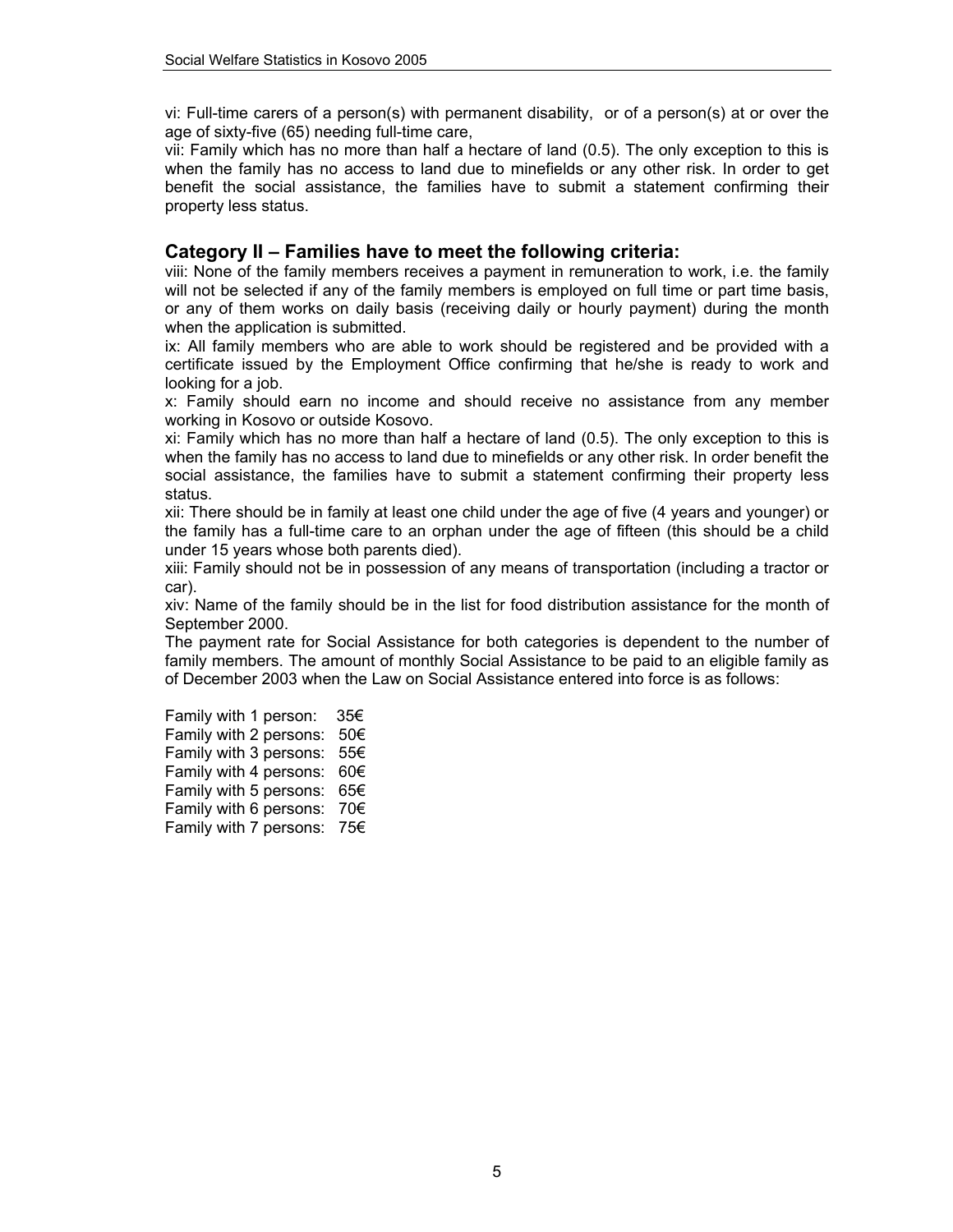vi: Full-time carers of a person(s) with permanent disability, or of a person(s) at or over the age of sixty-five (65) needing full-time care,

vii: Family which has no more than half a hectare of land (0.5). The only exception to this is when the family has no access to land due to minefields or any other risk. In order to get benefit the social assistance, the families have to submit a statement confirming their property less status.

## Category II – Families have to meet the following criteria:

viii: None of the family members receives a payment in remuneration to work, i.e. the family will not be selected if any of the family members is employed on full time or part time basis, or any of them works on daily basis (receiving daily or hourly payment) during the month when the application is submitted.

ix: All family members who are able to work should be registered and be provided with a certificate issued by the Employment Office confirming that he/she is ready to work and looking for a job.

x: Family should earn no income and should receive no assistance from any member working in Kosovo or outside Kosovo.

xi: Family which has no more than half a hectare of land (0.5). The only exception to this is when the family has no access to land due to minefields or any other risk. In order benefit the social assistance, the families have to submit a statement confirming their property less status.

xii: There should be in family at least one child under the age of five (4 years and younger) or the family has a full-time care to an orphan under the age of fifteen (this should be a child under 15 years whose both parents died).

xiii: Family should not be in possession of any means of transportation (including a tractor or car).

xiv: Name of the family should be in the list for food distribution assistance for the month of September 2000.

The payment rate for Social Assistance for both categories is dependent to the number of family members. The amount of monthly Social Assistance to be paid to an eligible family as of December 2003 when the Law on Social Assistance entered into force is as follows:

Family with 1 person: 35€
Family with 2 persons: 50€
Family with 3 persons: 55€
Family with 4 persons: 60€
Family with 5 persons: 65€
Family with 6 persons: 70€
Family with 7 persons: 75€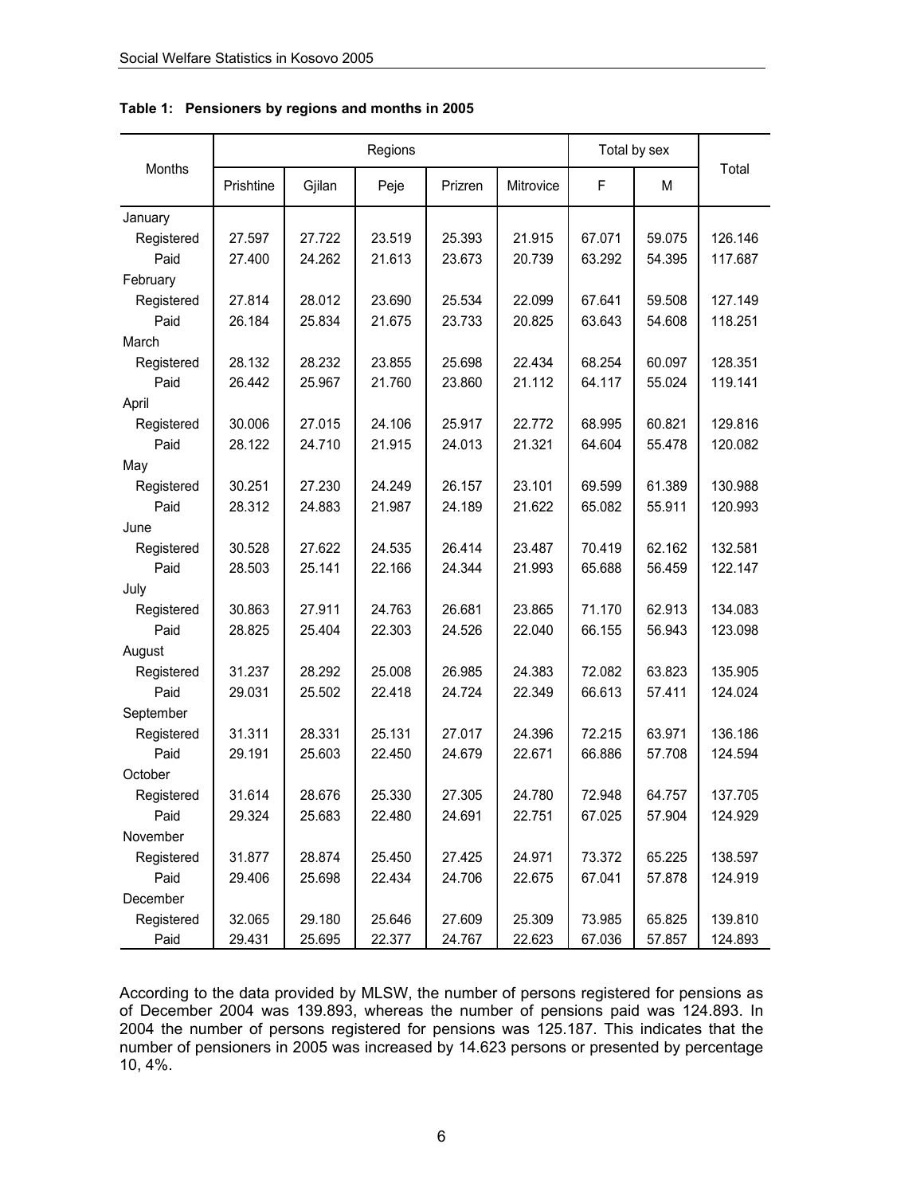**Table 1: Pensioners by regions and months in 2005**

| Months | Regions | | | | | Total by sex | | Total |
|---|---|---|---|---|---|---|---|---|
| | Prishtine | Gjilan | Peje | Prizren | Mitrovice | F | M | |
| January | | | | | | | | |
| Registered | 27.597 | 27.722 | 23.519 | 25.393 | 21.915 | 67.071 | 59.075 | 126.146 |
| Paid | 27.400 | 24.262 | 21.613 | 23.673 | 20.739 | 63.292 | 54.395 | 117.687 |
| February | | | | | | | | |
| Registered | 27.814 | 28.012 | 23.690 | 25.534 | 22.099 | 67.641 | 59.508 | 127.149 |
| Paid | 26.184 | 25.834 | 21.675 | 23.733 | 20.825 | 63.643 | 54.608 | 118.251 |
| March | | | | | | | | |
| Registered | 28.132 | 28.232 | 23.855 | 25.698 | 22.434 | 68.254 | 60.097 | 128.351 |
| Paid | 26.442 | 25.967 | 21.760 | 23.860 | 21.112 | 64.117 | 55.024 | 119.141 |
| April | | | | | | | | |
| Registered | 30.006 | 27.015 | 24.106 | 25.917 | 22.772 | 68.995 | 60.821 | 129.816 |
| Paid | 28.122 | 24.710 | 21.915 | 24.013 | 21.321 | 64.604 | 55.478 | 120.082 |
| May | | | | | | | | |
| Registered | 30.251 | 27.230 | 24.249 | 26.157 | 23.101 | 69.599 | 61.389 | 130.988 |
| Paid | 28.312 | 24.883 | 21.987 | 24.189 | 21.622 | 65.082 | 55.911 | 120.993 |
| June | | | | | | | | |
| Registered | 30.528 | 27.622 | 24.535 | 26.414 | 23.487 | 70.419 | 62.162 | 132.581 |
| Paid | 28.503 | 25.141 | 22.166 | 24.344 | 21.993 | 65.688 | 56.459 | 122.147 |
| July | | | | | | | | |
| Registered | 30.863 | 27.911 | 24.763 | 26.681 | 23.865 | 71.170 | 62.913 | 134.083 |
| Paid | 28.825 | 25.404 | 22.303 | 24.526 | 22.040 | 66.155 | 56.943 | 123.098 |
| August | | | | | | | | |
| Registered | 31.237 | 28.292 | 25.008 | 26.985 | 24.383 | 72.082 | 63.823 | 135.905 |
| Paid | 29.031 | 25.502 | 22.418 | 24.724 | 22.349 | 66.613 | 57.411 | 124.024 |
| September | | | | | | | | |
| Registered | 31.311 | 28.331 | 25.131 | 27.017 | 24.396 | 72.215 | 63.971 | 136.186 |
| Paid | 29.191 | 25.603 | 22.450 | 24.679 | 22.671 | 66.886 | 57.708 | 124.594 |
| October | | | | | | | | |
| Registered | 31.614 | 28.676 | 25.330 | 27.305 | 24.780 | 72.948 | 64.757 | 137.705 |
| Paid | 29.324 | 25.683 | 22.480 | 24.691 | 22.751 | 67.025 | 57.904 | 124.929 |
| November | | | | | | | | |
| Registered | 31.877 | 28.874 | 25.450 | 27.425 | 24.971 | 73.372 | 65.225 | 138.597 |
| Paid | 29.406 | 25.698 | 22.434 | 24.706 | 22.675 | 67.041 | 57.878 | 124.919 |
| December | | | | | | | | |
| Registered | 32.065 | 29.180 | 25.646 | 27.609 | 25.309 | 73.985 | 65.825 | 139.810 |
| Paid | 29.431 | 25.695 | 22.377 | 24.767 | 22.623 | 67.036 | 57.857 | 124.893 |

According to the data provided by MLSW, the number of persons registered for pensions as of December 2004 was 139.893, whereas the number of pensions paid was 124.893. In 2004 the number of persons registered for pensions was 125.187. This indicates that the number of pensioners in 2005 was increased by 14.623 persons or presented by percentage 10, 4%.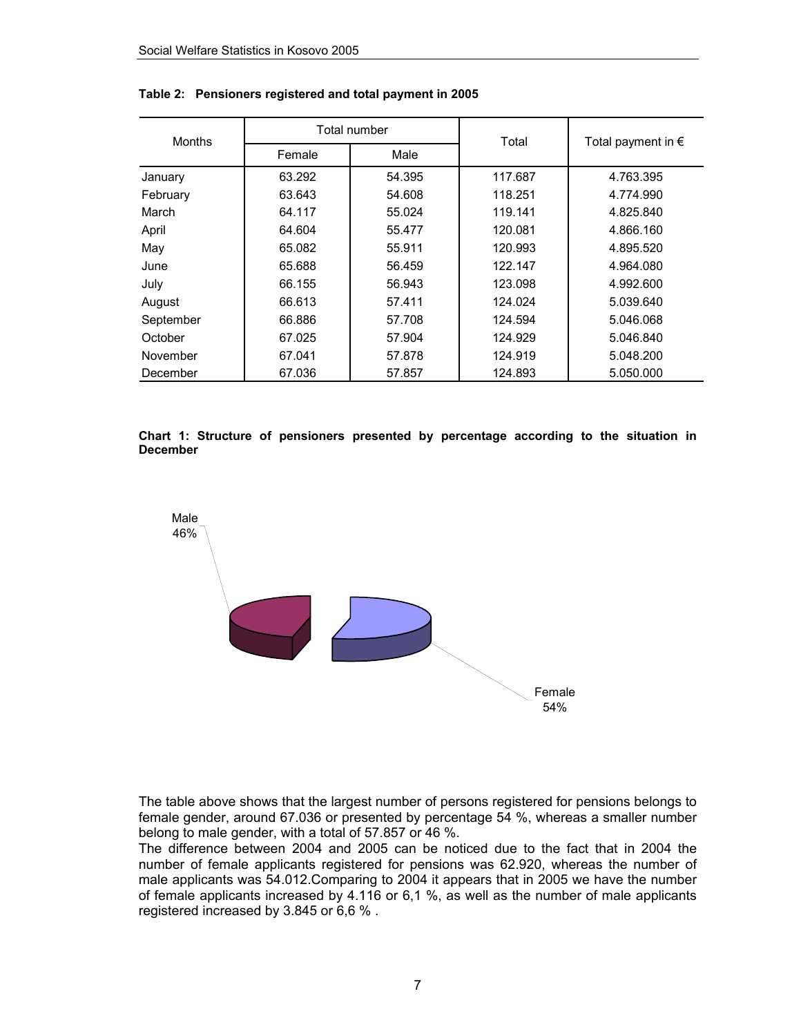**Table 2: Pensioners registered and total payment in 2005**

| Months | Total number | | Total | Total payment in € |
|---|---|---|---|---|
| | Female | Male | | |
| January | 63.292 | 54.395 | 117.687 | 4.763.395 |
| February | 63.643 | 54.608 | 118.251 | 4.774.990 |
| March | 64.117 | 55.024 | 119.141 | 4.825.840 |
| April | 64.604 | 55.477 | 120.081 | 4.866.160 |
| May | 65.082 | 55.911 | 120.993 | 4.895.520 |
| June | 65.688 | 56.459 | 122.147 | 4.964.080 |
| July | 66.155 | 56.943 | 123.098 | 4.992.600 |
| August | 66.613 | 57.411 | 124.024 | 5.039.640 |
| September | 66.886 | 57.708 | 124.594 | 5.046.068 |
| October | 67.025 | 57.904 | 124.929 | 5.046.840 |
| November | 67.041 | 57.878 | 124.919 | 5.048.200 |
| December | 67.036 | 57.857 | 124.893 | 5.050.000 |

**Chart 1: Structure of pensioners presented by percentage according to the situation in December**

Male 46%

Female 54%

The table above shows that the largest number of persons registered for pensions belongs to female gender, around 67.036 or presented by percentage 54 %, whereas a smaller number belong to male gender, with a total of 57.857 or 46 %.

The difference between 2004 and 2005 can be noticed due to the fact that in 2004 the number of female applicants registered for pensions was 62.920, whereas the number of male applicants was 54.012.Comparing to 2004 it appears that in 2005 we have the number of female applicants increased by 4.116 or 6,1 %, as well as the number of male applicants registered increased by 3.845 or 6,6 % .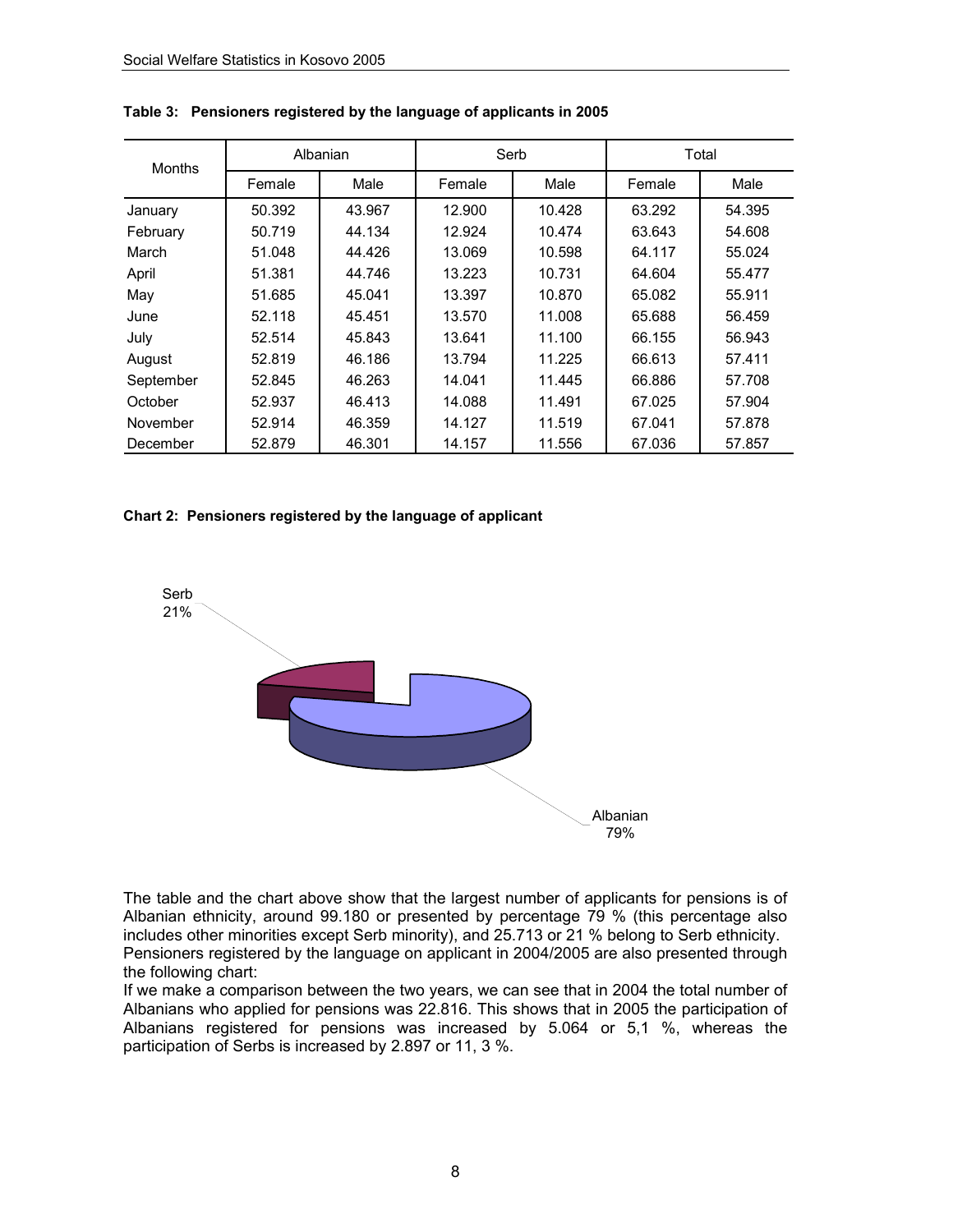**Table 3: Pensioners registered by the language of applicants in 2005**

| Months | Albanian | | Serb | | Total | |
|---|---|---|---|---|---|---|
| | Female | Male | Female | Male | Female | Male |
| January | 50.392 | 43.967 | 12.900 | 10.428 | 63.292 | 54.395 |
| February | 50.719 | 44.134 | 12.924 | 10.474 | 63.643 | 54.608 |
| March | 51.048 | 44.426 | 13.069 | 10.598 | 64.117 | 55.024 |
| April | 51.381 | 44.746 | 13.223 | 10.731 | 64.604 | 55.477 |
| May | 51.685 | 45.041 | 13.397 | 10.870 | 65.082 | 55.911 |
| June | 52.118 | 45.451 | 13.570 | 11.008 | 65.688 | 56.459 |
| July | 52.514 | 45.843 | 13.641 | 11.100 | 66.155 | 56.943 |
| August | 52.819 | 46.186 | 13.794 | 11.225 | 66.613 | 57.411 |
| September | 52.845 | 46.263 | 14.041 | 11.445 | 66.886 | 57.708 |
| October | 52.937 | 46.413 | 14.088 | 11.491 | 67.025 | 57.904 |
| November | 52.914 | 46.359 | 14.127 | 11.519 | 67.041 | 57.878 |
| December | 52.879 | 46.301 | 14.157 | 11.556 | 67.036 | 57.857 |

**Chart 2: Pensioners registered by the language of applicant**

Serb 21%

Albanian 79%

The table and the chart above show that the largest number of applicants for pensions is of Albanian ethnicity, around 99.180 or presented by percentage 79 % (this percentage also includes other minorities except Serb minority), and 25.713 or 21 % belong to Serb ethnicity.
Pensioners registered by the language on applicant in 2004/2005 are also presented through the following chart:
If we make a comparison between the two years, we can see that in 2004 the total number of Albanians who applied for pensions was 22.816. This shows that in 2005 the participation of Albanians registered for pensions was increased by 5.064 or 5,1 %, whereas the participation of Serbs is increased by 2.897 or 11, 3 %.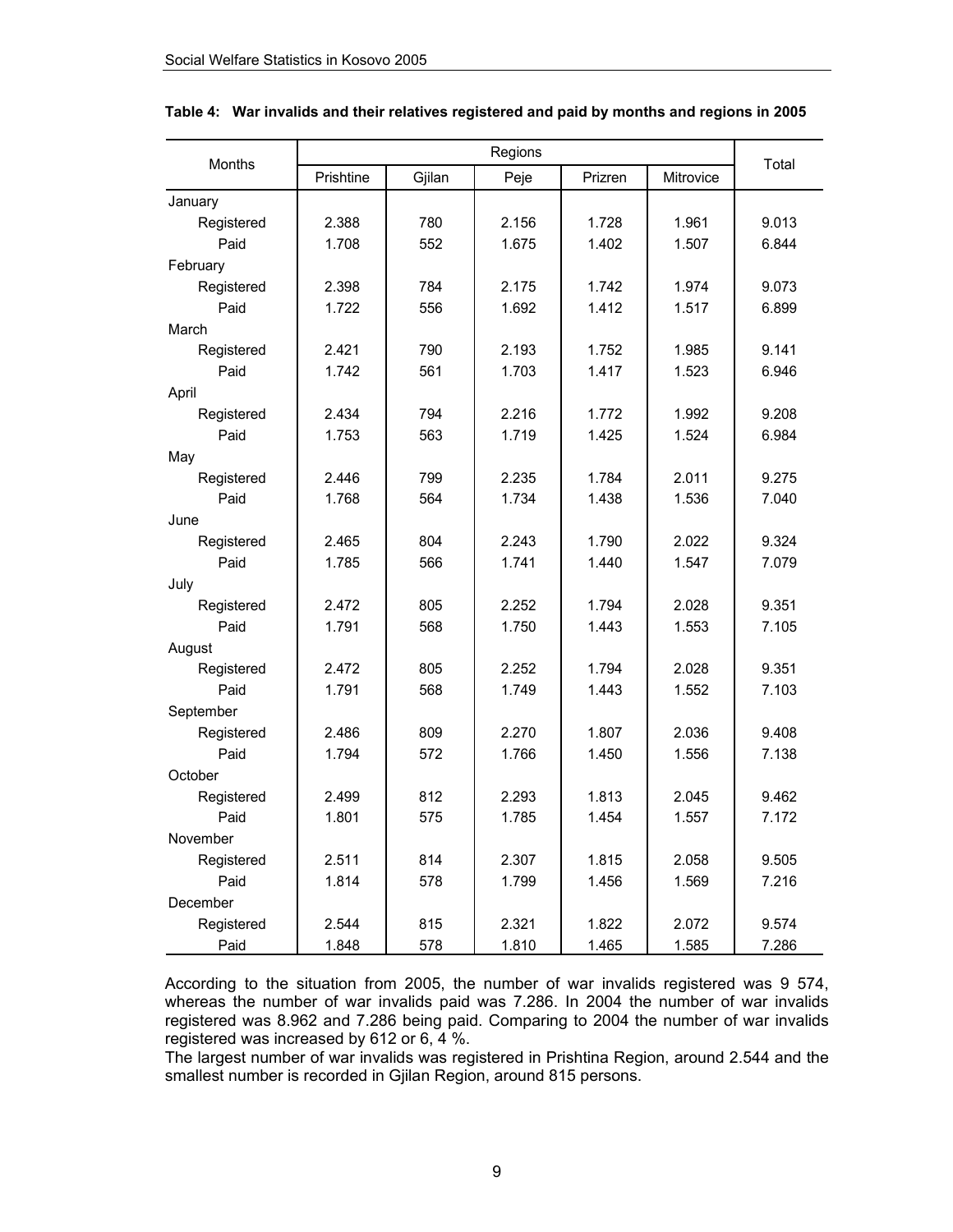**Table 4: War invalids and their relatives registered and paid by months and regions in 2005**

| Months | Regions | | | | | Total |
|---|---|---|---|---|---|---|
| | Prishtine | Gjilan | Peje | Prizren | Mitrovice | |
| January | | | | | | |
| Registered | 2.388 | 780 | 2.156 | 1.728 | 1.961 | 9.013 |
| Paid | 1.708 | 552 | 1.675 | 1.402 | 1.507 | 6.844 |
| February | | | | | | |
| Registered | 2.398 | 784 | 2.175 | 1.742 | 1.974 | 9.073 |
| Paid | 1.722 | 556 | 1.692 | 1.412 | 1.517 | 6.899 |
| March | | | | | | |
| Registered | 2.421 | 790 | 2.193 | 1.752 | 1.985 | 9.141 |
| Paid | 1.742 | 561 | 1.703 | 1.417 | 1.523 | 6.946 |
| April | | | | | | |
| Registered | 2.434 | 794 | 2.216 | 1.772 | 1.992 | 9.208 |
| Paid | 1.753 | 563 | 1.719 | 1.425 | 1.524 | 6.984 |
| May | | | | | | |
| Registered | 2.446 | 799 | 2.235 | 1.784 | 2.011 | 9.275 |
| Paid | 1.768 | 564 | 1.734 | 1.438 | 1.536 | 7.040 |
| June | | | | | | |
| Registered | 2.465 | 804 | 2.243 | 1.790 | 2.022 | 9.324 |
| Paid | 1.785 | 566 | 1.741 | 1.440 | 1.547 | 7.079 |
| July | | | | | | |
| Registered | 2.472 | 805 | 2.252 | 1.794 | 2.028 | 9.351 |
| Paid | 1.791 | 568 | 1.750 | 1.443 | 1.553 | 7.105 |
| August | | | | | | |
| Registered | 2.472 | 805 | 2.252 | 1.794 | 2.028 | 9.351 |
| Paid | 1.791 | 568 | 1.749 | 1.443 | 1.552 | 7.103 |
| September | | | | | | |
| Registered | 2.486 | 809 | 2.270 | 1.807 | 2.036 | 9.408 |
| Paid | 1.794 | 572 | 1.766 | 1.450 | 1.556 | 7.138 |
| October | | | | | | |
| Registered | 2.499 | 812 | 2.293 | 1.813 | 2.045 | 9.462 |
| Paid | 1.801 | 575 | 1.785 | 1.454 | 1.557 | 7.172 |
| November | | | | | | |
| Registered | 2.511 | 814 | 2.307 | 1.815 | 2.058 | 9.505 |
| Paid | 1.814 | 578 | 1.799 | 1.456 | 1.569 | 7.216 |
| December | | | | | | |
| Registered | 2.544 | 815 | 2.321 | 1.822 | 2.072 | 9.574 |
| Paid | 1.848 | 578 | 1.810 | 1.465 | 1.585 | 7.286 |

According to the situation from 2005, the number of war invalids registered was 9 574, whereas the number of war invalids paid was 7.286. In 2004 the number of war invalids registered was 8.962 and 7.286 being paid. Comparing to 2004 the number of war invalids registered was increased by 612 or 6, 4 %.

The largest number of war invalids was registered in Prishtina Region, around 2.544 and the smallest number is recorded in Gjilan Region, around 815 persons.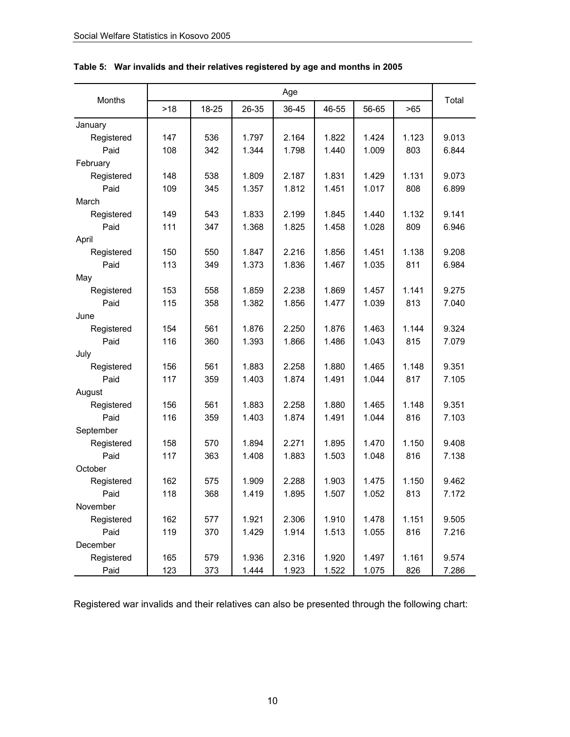**Table 5: War invalids and their relatives registered by age and months in 2005**

| Months | Age | | | | | | | Total |
|---|---|---|---|---|---|---|---|---|
| | >18 | 18-25 | 26-35 | 36-45 | 46-55 | 56-65 | >65 | |
| January | | | | | | | | |
| Registered | 147 | 536 | 1.797 | 2.164 | 1.822 | 1.424 | 1.123 | 9.013 |
| Paid | 108 | 342 | 1.344 | 1.798 | 1.440 | 1.009 | 803 | 6.844 |
| February | | | | | | | | |
| Registered | 148 | 538 | 1.809 | 2.187 | 1.831 | 1.429 | 1.131 | 9.073 |
| Paid | 109 | 345 | 1.357 | 1.812 | 1.451 | 1.017 | 808 | 6.899 |
| March | | | | | | | | |
| Registered | 149 | 543 | 1.833 | 2.199 | 1.845 | 1.440 | 1.132 | 9.141 |
| Paid | 111 | 347 | 1.368 | 1.825 | 1.458 | 1.028 | 809 | 6.946 |
| April | | | | | | | | |
| Registered | 150 | 550 | 1.847 | 2.216 | 1.856 | 1.451 | 1.138 | 9.208 |
| Paid | 113 | 349 | 1.373 | 1.836 | 1.467 | 1.035 | 811 | 6.984 |
| May | | | | | | | | |
| Registered | 153 | 558 | 1.859 | 2.238 | 1.869 | 1.457 | 1.141 | 9.275 |
| Paid | 115 | 358 | 1.382 | 1.856 | 1.477 | 1.039 | 813 | 7.040 |
| June | | | | | | | | |
| Registered | 154 | 561 | 1.876 | 2.250 | 1.876 | 1.463 | 1.144 | 9.324 |
| Paid | 116 | 360 | 1.393 | 1.866 | 1.486 | 1.043 | 815 | 7.079 |
| July | | | | | | | | |
| Registered | 156 | 561 | 1.883 | 2.258 | 1.880 | 1.465 | 1.148 | 9.351 |
| Paid | 117 | 359 | 1.403 | 1.874 | 1.491 | 1.044 | 817 | 7.105 |
| August | | | | | | | | |
| Registered | 156 | 561 | 1.883 | 2.258 | 1.880 | 1.465 | 1.148 | 9.351 |
| Paid | 116 | 359 | 1.403 | 1.874 | 1.491 | 1.044 | 816 | 7.103 |
| September | | | | | | | | |
| Registered | 158 | 570 | 1.894 | 2.271 | 1.895 | 1.470 | 1.150 | 9.408 |
| Paid | 117 | 363 | 1.408 | 1.883 | 1.503 | 1.048 | 816 | 7.138 |
| October | | | | | | | | |
| Registered | 162 | 575 | 1.909 | 2.288 | 1.903 | 1.475 | 1.150 | 9.462 |
| Paid | 118 | 368 | 1.419 | 1.895 | 1.507 | 1.052 | 813 | 7.172 |
| November | | | | | | | | |
| Registered | 162 | 577 | 1.921 | 2.306 | 1.910 | 1.478 | 1.151 | 9.505 |
| Paid | 119 | 370 | 1.429 | 1.914 | 1.513 | 1.055 | 816 | 7.216 |
| December | | | | | | | | |
| Registered | 165 | 579 | 1.936 | 2.316 | 1.920 | 1.497 | 1.161 | 9.574 |
| Paid | 123 | 373 | 1.444 | 1.923 | 1.522 | 1.075 | 826 | 7.286 |

Registered war invalids and their relatives can also be presented through the following chart: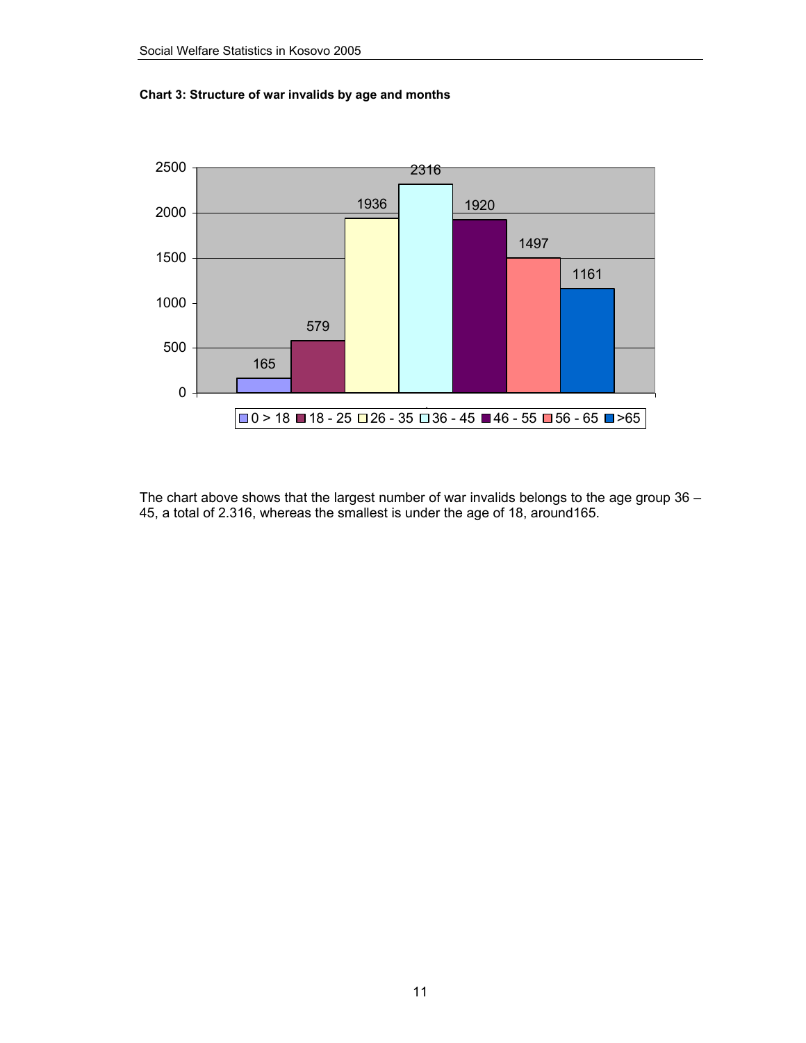**Chart 3: Structure of war invalids by age and months**

| Age group | Number |
|---|---|
| 0 > 18 | 165 |
| 18 - 25 | 579 |
| 26 - 35 | 1936 |
| 36 - 45 | 2316 |
| 46 - 55 | 1920 |
| 56 - 65 | 1497 |
| >65 | 1161 |

The chart above shows that the largest number of war invalids belongs to the age group 36 – 45, a total of 2.316, whereas the smallest is under the age of 18, around165.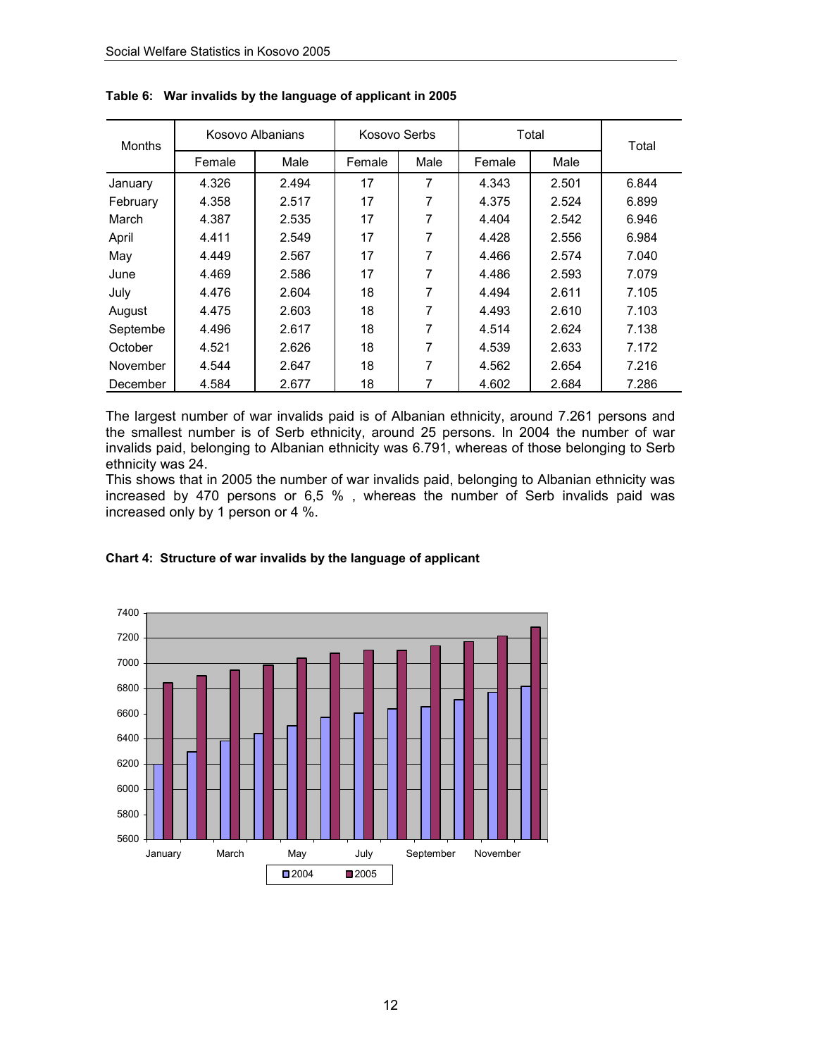**Table 6: War invalids by the language of applicant in 2005**

| Months | Kosovo Albanians | | Kosovo Serbs | | Total | | Total |
|---|---|---|---|---|---|---|---|
| | Female | Male | Female | Male | Female | Male | |
| January | 4.326 | 2.494 | 17 | 7 | 4.343 | 2.501 | 6.844 |
| February | 4.358 | 2.517 | 17 | 7 | 4.375 | 2.524 | 6.899 |
| March | 4.387 | 2.535 | 17 | 7 | 4.404 | 2.542 | 6.946 |
| April | 4.411 | 2.549 | 17 | 7 | 4.428 | 2.556 | 6.984 |
| May | 4.449 | 2.567 | 17 | 7 | 4.466 | 2.574 | 7.040 |
| June | 4.469 | 2.586 | 17 | 7 | 4.486 | 2.593 | 7.079 |
| July | 4.476 | 2.604 | 18 | 7 | 4.494 | 2.611 | 7.105 |
| August | 4.475 | 2.603 | 18 | 7 | 4.493 | 2.610 | 7.103 |
| Septembe | 4.496 | 2.617 | 18 | 7 | 4.514 | 2.624 | 7.138 |
| October | 4.521 | 2.626 | 18 | 7 | 4.539 | 2.633 | 7.172 |
| November | 4.544 | 2.647 | 18 | 7 | 4.562 | 2.654 | 7.216 |
| December | 4.584 | 2.677 | 18 | 7 | 4.602 | 2.684 | 7.286 |

The largest number of war invalids paid is of Albanian ethnicity, around 7.261 persons and the smallest number is of Serb ethnicity, around 25 persons. In 2004 the number of war invalids paid, belonging to Albanian ethnicity was 6.791, whereas of those belonging to Serb ethnicity was 24.

This shows that in 2005 the number of war invalids paid, belonging to Albanian ethnicity was increased by 470 persons or 6,5 % , whereas the number of Serb invalids paid was increased only by 1 person or 4 %.

**Chart 4: Structure of war invalids by the language of applicant**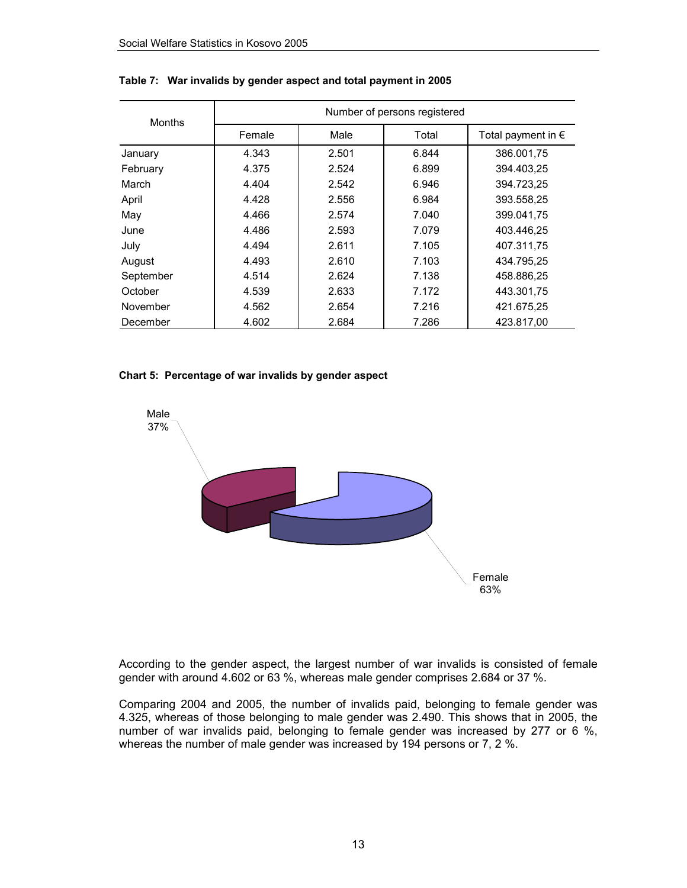**Table 7: War invalids by gender aspect and total payment in 2005**

| Months | Number of persons registered | | | |
|---|---|---|---|---|
| | Female | Male | Total | Total payment in € |
| January | 4.343 | 2.501 | 6.844 | 386.001,75 |
| February | 4.375 | 2.524 | 6.899 | 394.403,25 |
| March | 4.404 | 2.542 | 6.946 | 394.723,25 |
| April | 4.428 | 2.556 | 6.984 | 393.558,25 |
| May | 4.466 | 2.574 | 7.040 | 399.041,75 |
| June | 4.486 | 2.593 | 7.079 | 403.446,25 |
| July | 4.494 | 2.611 | 7.105 | 407.311,75 |
| August | 4.493 | 2.610 | 7.103 | 434.795,25 |
| September | 4.514 | 2.624 | 7.138 | 458.886,25 |
| October | 4.539 | 2.633 | 7.172 | 443.301,75 |
| November | 4.562 | 2.654 | 7.216 | 421.675,25 |
| December | 4.602 | 2.684 | 7.286 | 423.817,00 |

**Chart 5: Percentage of war invalids by gender aspect**

Male 37%

Female 63%

According to the gender aspect, the largest number of war invalids is consisted of female gender with around 4.602 or 63 %, whereas male gender comprises 2.684 or 37 %.

Comparing 2004 and 2005, the number of invalids paid, belonging to female gender was 4.325, whereas of those belonging to male gender was 2.490. This shows that in 2005, the number of war invalids paid, belonging to female gender was increased by 277 or 6 %, whereas the number of male gender was increased by 194 persons or 7, 2 %.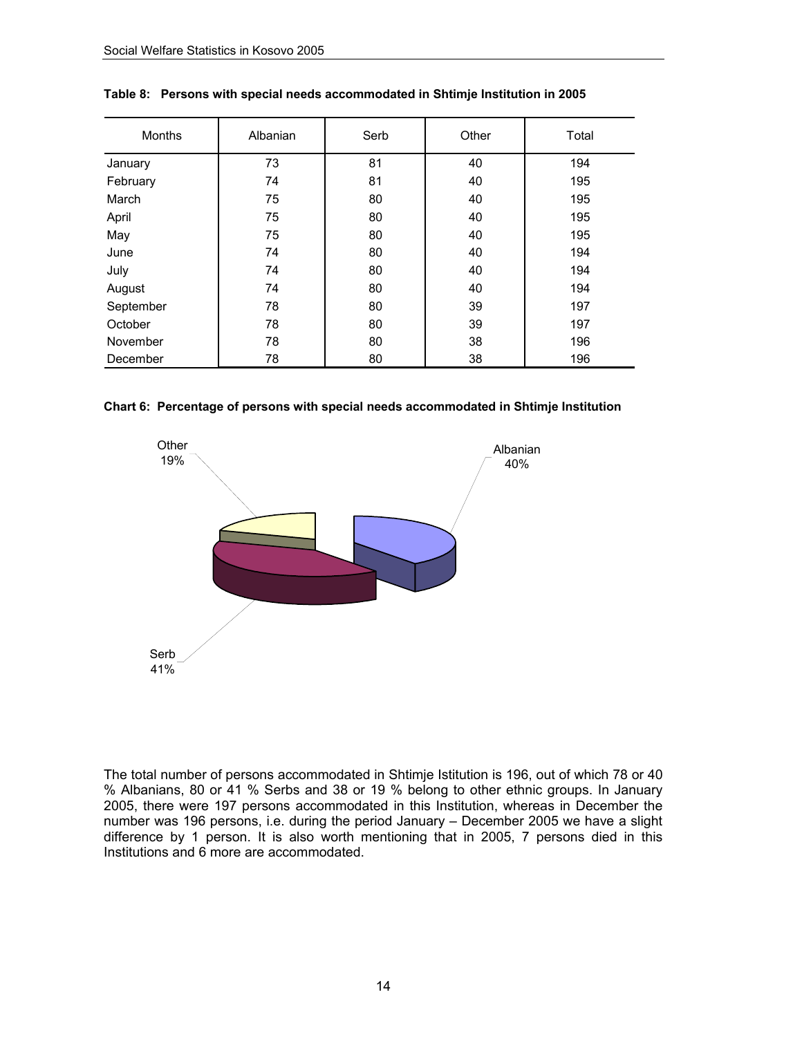**Table 8: Persons with special needs accommodated in Shtimje Institution in 2005**

| Months | Albanian | Serb | Other | Total |
|---|---|---|---|---|
| January | 73 | 81 | 40 | 194 |
| February | 74 | 81 | 40 | 195 |
| March | 75 | 80 | 40 | 195 |
| April | 75 | 80 | 40 | 195 |
| May | 75 | 80 | 40 | 195 |
| June | 74 | 80 | 40 | 194 |
| July | 74 | 80 | 40 | 194 |
| August | 74 | 80 | 40 | 194 |
| September | 78 | 80 | 39 | 197 |
| October | 78 | 80 | 39 | 197 |
| November | 78 | 80 | 38 | 196 |
| December | 78 | 80 | 38 | 196 |

**Chart 6: Percentage of persons with special needs accommodated in Shtimje Institution**

| Ethnicity | Percentage |
|---|---|
| Albanian | 40% |
| Serb | 41% |
| Other | 19% |

The total number of persons accommodated in Shtimje Istitution is 196, out of which 78 or 40 % Albanians, 80 or 41 % Serbs and 38 or 19 % belong to other ethnic groups. In January 2005, there were 197 persons accommodated in this Institution, whereas in December the number was 196 persons, i.e. during the period January – December 2005 we have a slight difference by 1 person. It is also worth mentioning that in 2005, 7 persons died in this Institutions and 6 more are accommodated.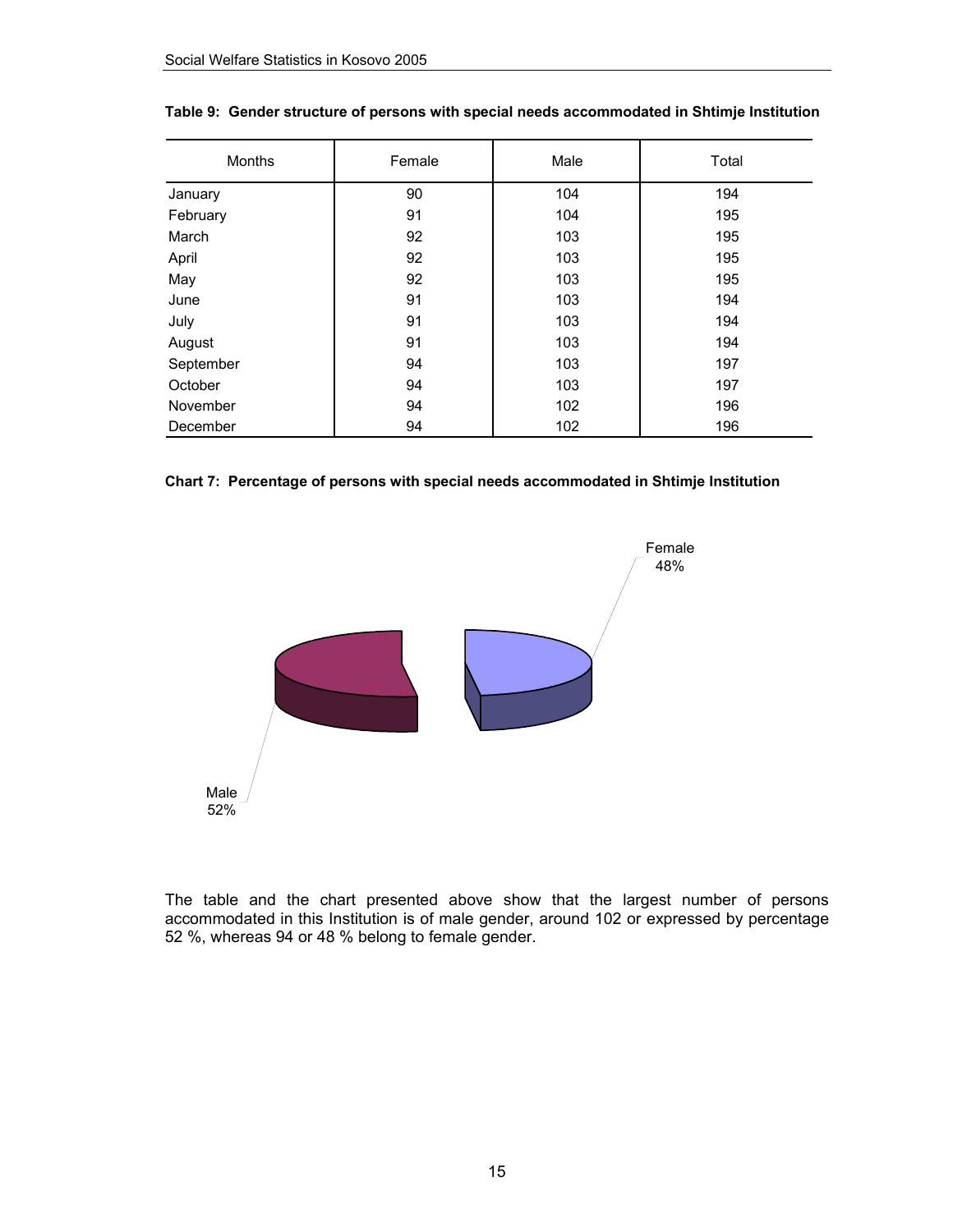**Table 9: Gender structure of persons with special needs accommodated in Shtimje Institution**

| Months | Female | Male | Total |
|---|---|---|---|
| January | 90 | 104 | 194 |
| February | 91 | 104 | 195 |
| March | 92 | 103 | 195 |
| April | 92 | 103 | 195 |
| May | 92 | 103 | 195 |
| June | 91 | 103 | 194 |
| July | 91 | 103 | 194 |
| August | 91 | 103 | 194 |
| September | 94 | 103 | 197 |
| October | 94 | 103 | 197 |
| November | 94 | 102 | 196 |
| December | 94 | 102 | 196 |

**Chart 7: Percentage of persons with special needs accommodated in Shtimje Institution**

Female 48%

Male 52%

The table and the chart presented above show that the largest number of persons accommodated in this Institution is of male gender, around 102 or expressed by percentage 52 %, whereas 94 or 48 % belong to female gender.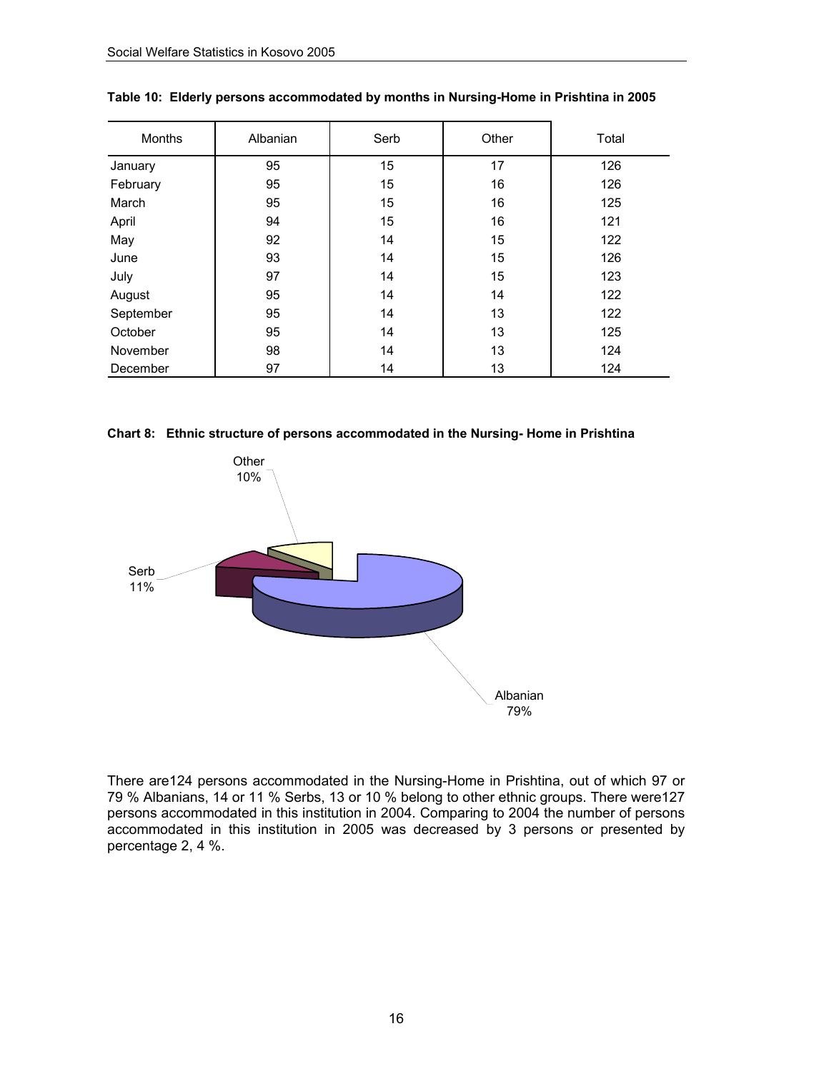**Table 10: Elderly persons accommodated by months in Nursing-Home in Prishtina in 2005**

| Months | Albanian | Serb | Other | Total |
|---|---|---|---|---|
| January | 95 | 15 | 17 | 126 |
| February | 95 | 15 | 16 | 126 |
| March | 95 | 15 | 16 | 125 |
| April | 94 | 15 | 16 | 121 |
| May | 92 | 14 | 15 | 122 |
| June | 93 | 14 | 15 | 126 |
| July | 97 | 14 | 15 | 123 |
| August | 95 | 14 | 14 | 122 |
| September | 95 | 14 | 13 | 122 |
| October | 95 | 14 | 13 | 125 |
| November | 98 | 14 | 13 | 124 |
| December | 97 | 14 | 13 | 124 |

**Chart 8: Ethnic structure of persons accommodated in the Nursing- Home in Prishtina**

Other 10%

Serb 11%

Albanian 79%

There are124 persons accommodated in the Nursing-Home in Prishtina, out of which 97 or 79 % Albanians, 14 or 11 % Serbs, 13 or 10 % belong to other ethnic groups. There were127 persons accommodated in this institution in 2004. Comparing to 2004 the number of persons accommodated in this institution in 2005 was decreased by 3 persons or presented by percentage 2, 4 %.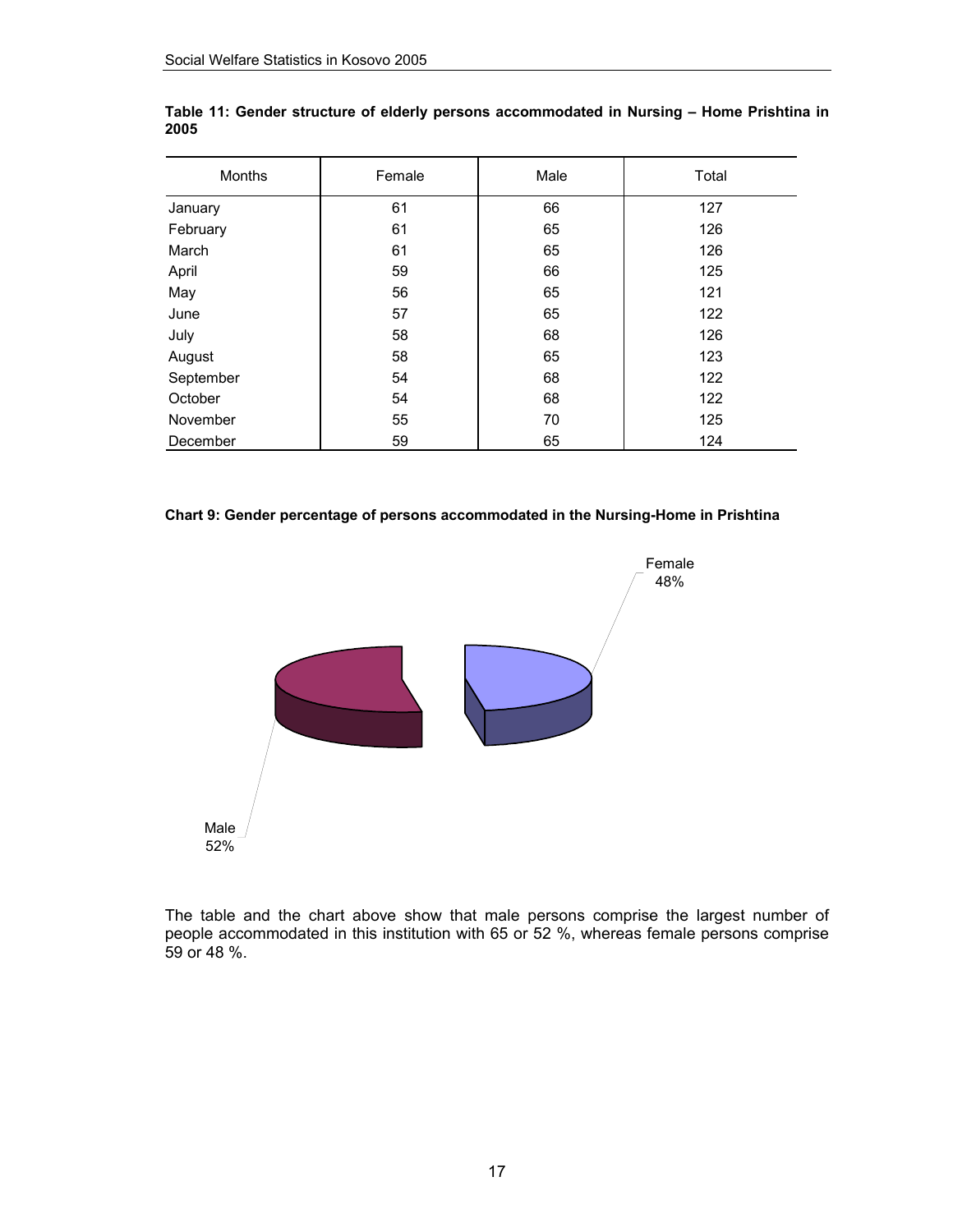**Table 11: Gender structure of elderly persons accommodated in Nursing – Home Prishtina in 2005**

| Months | Female | Male | Total |
|---|---|---|---|
| January | 61 | 66 | 127 |
| February | 61 | 65 | 126 |
| March | 61 | 65 | 126 |
| April | 59 | 66 | 125 |
| May | 56 | 65 | 121 |
| June | 57 | 65 | 122 |
| July | 58 | 68 | 126 |
| August | 58 | 65 | 123 |
| September | 54 | 68 | 122 |
| October | 54 | 68 | 122 |
| November | 55 | 70 | 125 |
| December | 59 | 65 | 124 |

**Chart 9: Gender percentage of persons accommodated in the Nursing-Home in Prishtina**

Female 48%

Male 52%

The table and the chart above show that male persons comprise the largest number of people accommodated in this institution with 65 or 52 %, whereas female persons comprise 59 or 48 %.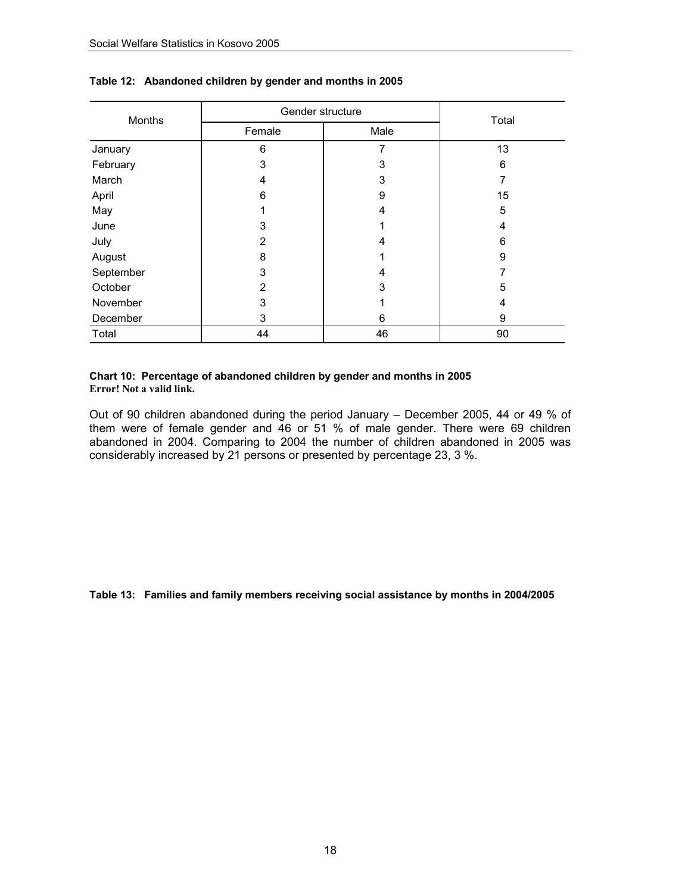**Table 12: Abandoned children by gender and months in 2005**

| Months | Gender structure | | Total |
|---|---|---|---|
| | Female | Male | |
| January | 6 | 7 | 13 |
| February | 3 | 3 | 6 |
| March | 4 | 3 | 7 |
| April | 6 | 9 | 15 |
| May | 1 | 4 | 5 |
| June | 3 | 1 | 4 |
| July | 2 | 4 | 6 |
| August | 8 | 1 | 9 |
| September | 3 | 4 | 7 |
| October | 2 | 3 | 5 |
| November | 3 | 1 | 4 |
| December | 3 | 6 | 9 |
| Total | 44 | 46 | 90 |

**Chart 10: Percentage of abandoned children by gender and months in 2005**
**Error! Not a valid link.**

Out of 90 children abandoned during the period January – December 2005, 44 or 49 % of them were of female gender and 46 or 51 % of male gender. There were 69 children abandoned in 2004. Comparing to 2004 the number of children abandoned in 2005 was considerably increased by 21 persons or presented by percentage 23, 3 %.

**Table 13: Families and family members receiving social assistance by months in 2004/2005**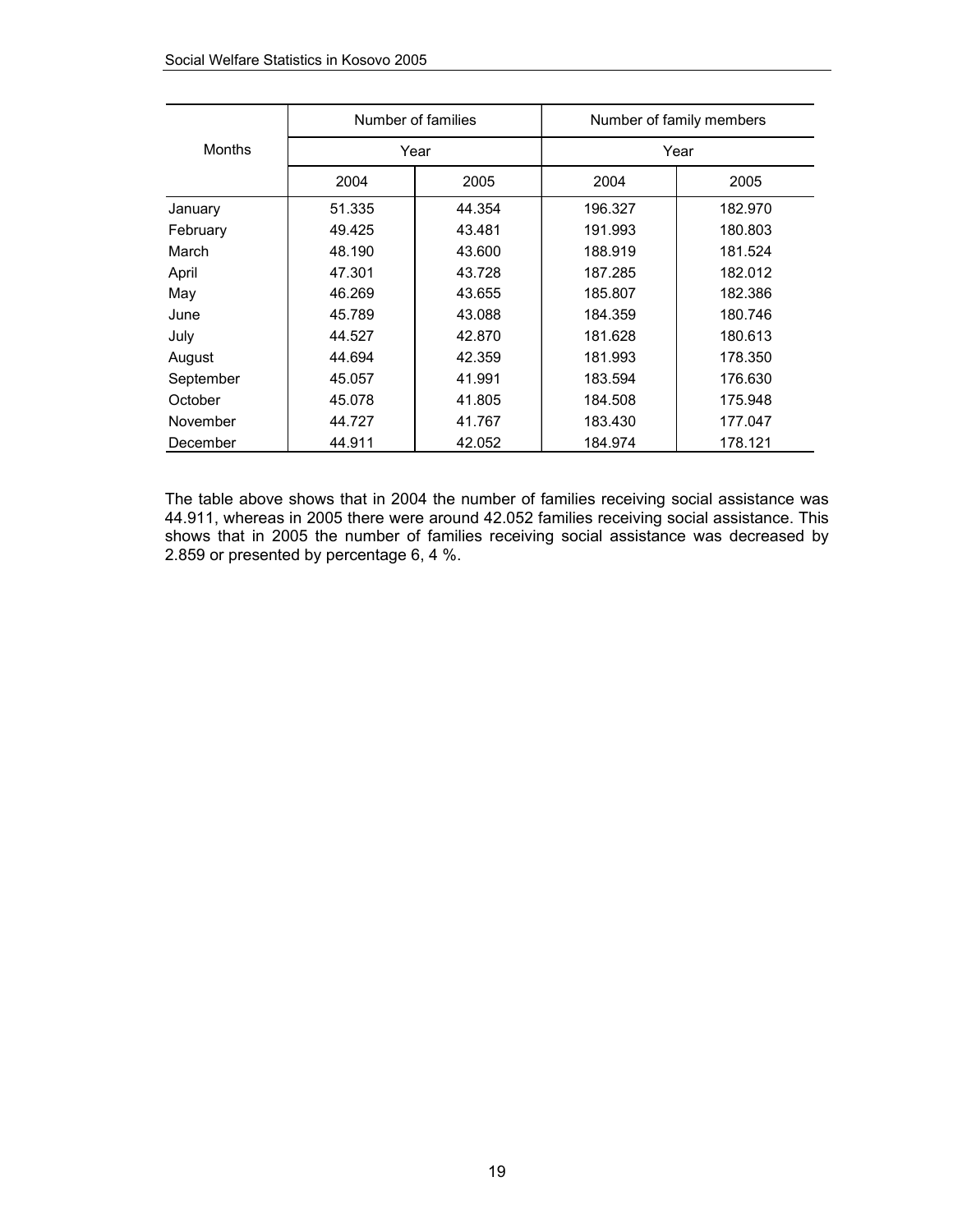| Months | Number of families | | Number of family members | |
|---|---|---|---|---|
| | Year | | Year | |
| | 2004 | 2005 | 2004 | 2005 |
| January | 51.335 | 44.354 | 196.327 | 182.970 |
| February | 49.425 | 43.481 | 191.993 | 180.803 |
| March | 48.190 | 43.600 | 188.919 | 181.524 |
| April | 47.301 | 43.728 | 187.285 | 182.012 |
| May | 46.269 | 43.655 | 185.807 | 182.386 |
| June | 45.789 | 43.088 | 184.359 | 180.746 |
| July | 44.527 | 42.870 | 181.628 | 180.613 |
| August | 44.694 | 42.359 | 181.993 | 178.350 |
| September | 45.057 | 41.991 | 183.594 | 176.630 |
| October | 45.078 | 41.805 | 184.508 | 175.948 |
| November | 44.727 | 41.767 | 183.430 | 177.047 |
| December | 44.911 | 42.052 | 184.974 | 178.121 |

The table above shows that in 2004 the number of families receiving social assistance was 44.911, whereas in 2005 there were around 42.052 families receiving social assistance. This shows that in 2005 the number of families receiving social assistance was decreased by 2.859 or presented by percentage 6, 4 %.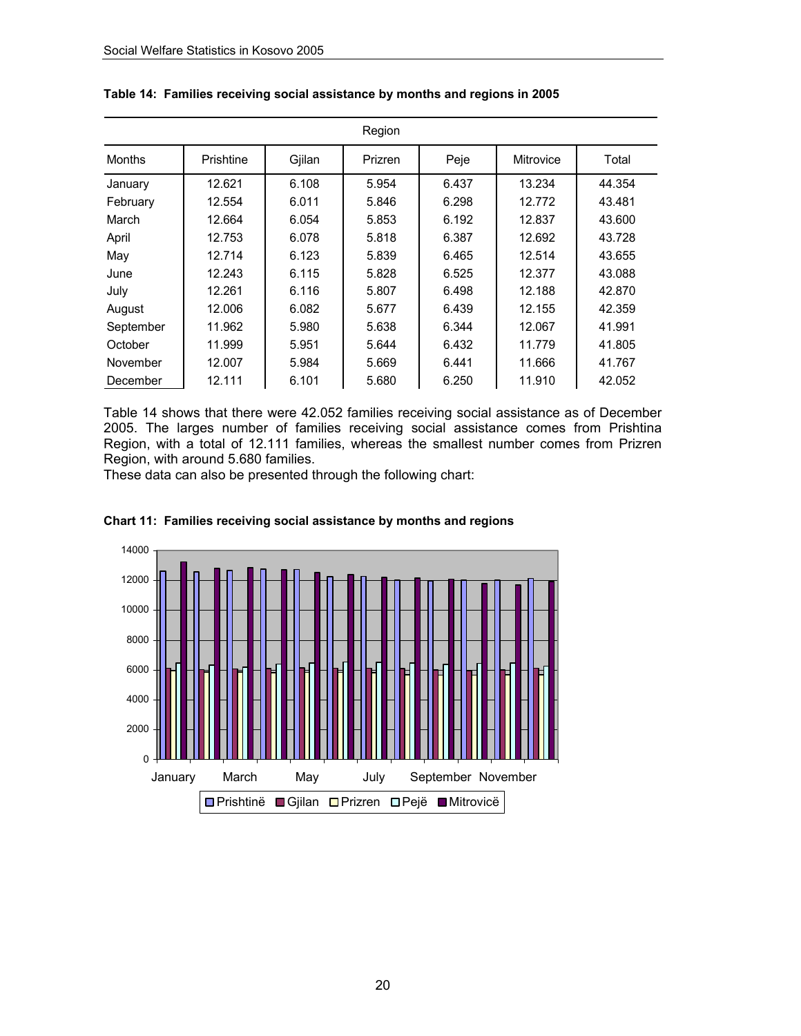**Table 14: Families receiving social assistance by months and regions in 2005**

| | Region | | | | | |
|---|---|---|---|---|---|---|
| Months | Prishtine | Gjilan | Prizren | Peje | Mitrovice | Total |
| January | 12.621 | 6.108 | 5.954 | 6.437 | 13.234 | 44.354 |
| February | 12.554 | 6.011 | 5.846 | 6.298 | 12.772 | 43.481 |
| March | 12.664 | 6.054 | 5.853 | 6.192 | 12.837 | 43.600 |
| April | 12.753 | 6.078 | 5.818 | 6.387 | 12.692 | 43.728 |
| May | 12.714 | 6.123 | 5.839 | 6.465 | 12.514 | 43.655 |
| June | 12.243 | 6.115 | 5.828 | 6.525 | 12.377 | 43.088 |
| July | 12.261 | 6.116 | 5.807 | 6.498 | 12.188 | 42.870 |
| August | 12.006 | 6.082 | 5.677 | 6.439 | 12.155 | 42.359 |
| September | 11.962 | 5.980 | 5.638 | 6.344 | 12.067 | 41.991 |
| October | 11.999 | 5.951 | 5.644 | 6.432 | 11.779 | 41.805 |
| November | 12.007 | 5.984 | 5.669 | 6.441 | 11.666 | 41.767 |
| December | 12.111 | 6.101 | 5.680 | 6.250 | 11.910 | 42.052 |

Table 14 shows that there were 42.052 families receiving social assistance as of December 2005. The larges number of families receiving social assistance comes from Prishtina Region, with a total of 12.111 families, whereas the smallest number comes from Prizren Region, with around 5.680 families.

These data can also be presented through the following chart:

**Chart 11: Families receiving social assistance by months and regions**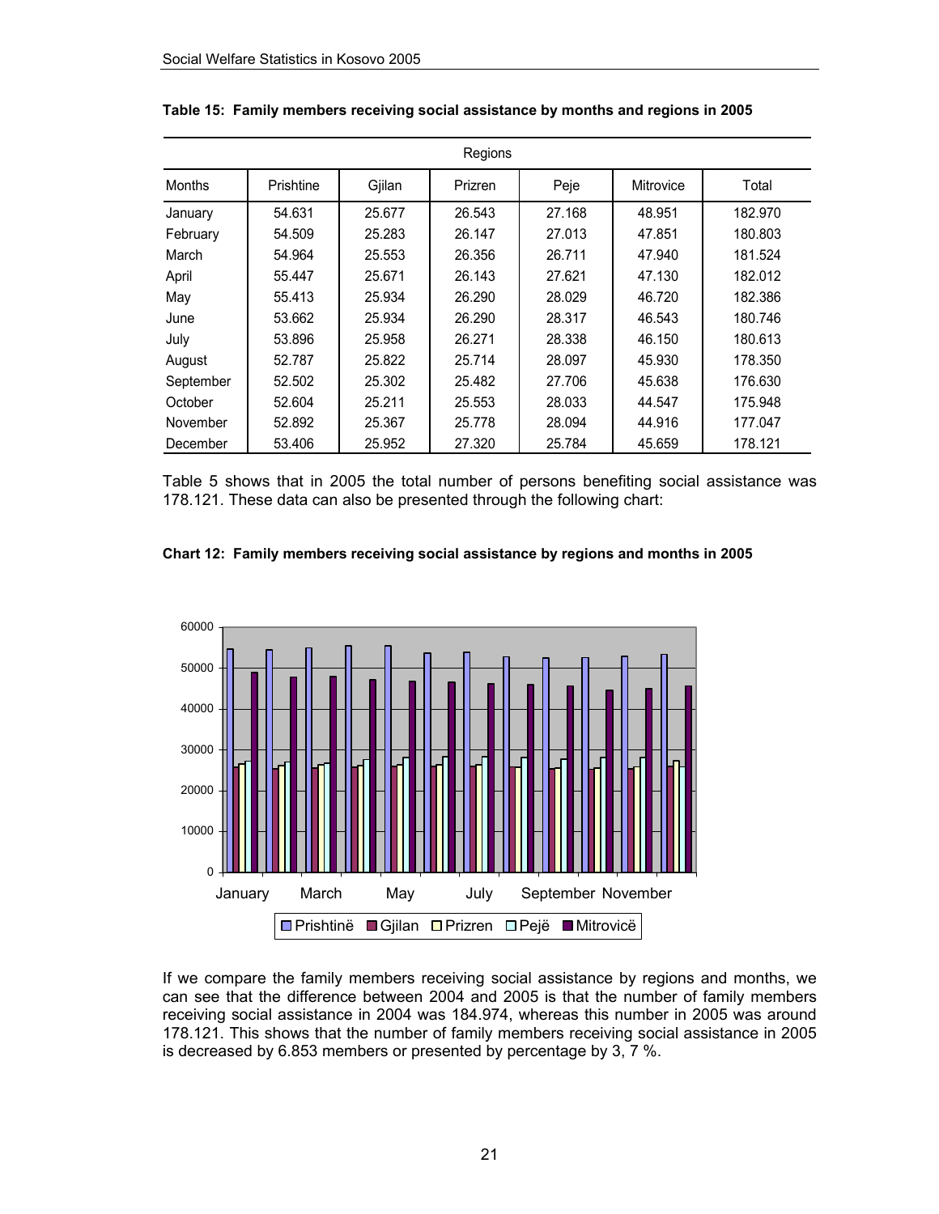**Table 15: Family members receiving social assistance by months and regions in 2005**

| Months | Prishtine | Gjilan | Prizren | Peje | Mitrovice | Total |
|---|---|---|---|---|---|---|
| | Regions | | | | | |
| January | 54.631 | 25.677 | 26.543 | 27.168 | 48.951 | 182.970 |
| February | 54.509 | 25.283 | 26.147 | 27.013 | 47.851 | 180.803 |
| March | 54.964 | 25.553 | 26.356 | 26.711 | 47.940 | 181.524 |
| April | 55.447 | 25.671 | 26.143 | 27.621 | 47.130 | 182.012 |
| May | 55.413 | 25.934 | 26.290 | 28.029 | 46.720 | 182.386 |
| June | 53.662 | 25.934 | 26.290 | 28.317 | 46.543 | 180.746 |
| July | 53.896 | 25.958 | 26.271 | 28.338 | 46.150 | 180.613 |
| August | 52.787 | 25.822 | 25.714 | 28.097 | 45.930 | 178.350 |
| September | 52.502 | 25.302 | 25.482 | 27.706 | 45.638 | 176.630 |
| October | 52.604 | 25.211 | 25.553 | 28.033 | 44.547 | 175.948 |
| November | 52.892 | 25.367 | 25.778 | 28.094 | 44.916 | 177.047 |
| December | 53.406 | 25.952 | 27.320 | 25.784 | 45.659 | 178.121 |

Table 5 shows that in 2005 the total number of persons benefiting social assistance was 178.121. These data can also be presented through the following chart:

**Chart 12: Family members receiving social assistance by regions and months in 2005**

If we compare the family members receiving social assistance by regions and months, we can see that the difference between 2004 and 2005 is that the number of family members receiving social assistance in 2004 was 184.974, whereas this number in 2005 was around 178.121. This shows that the number of family members receiving social assistance in 2005 is decreased by 6.853 members or presented by percentage by 3, 7 %.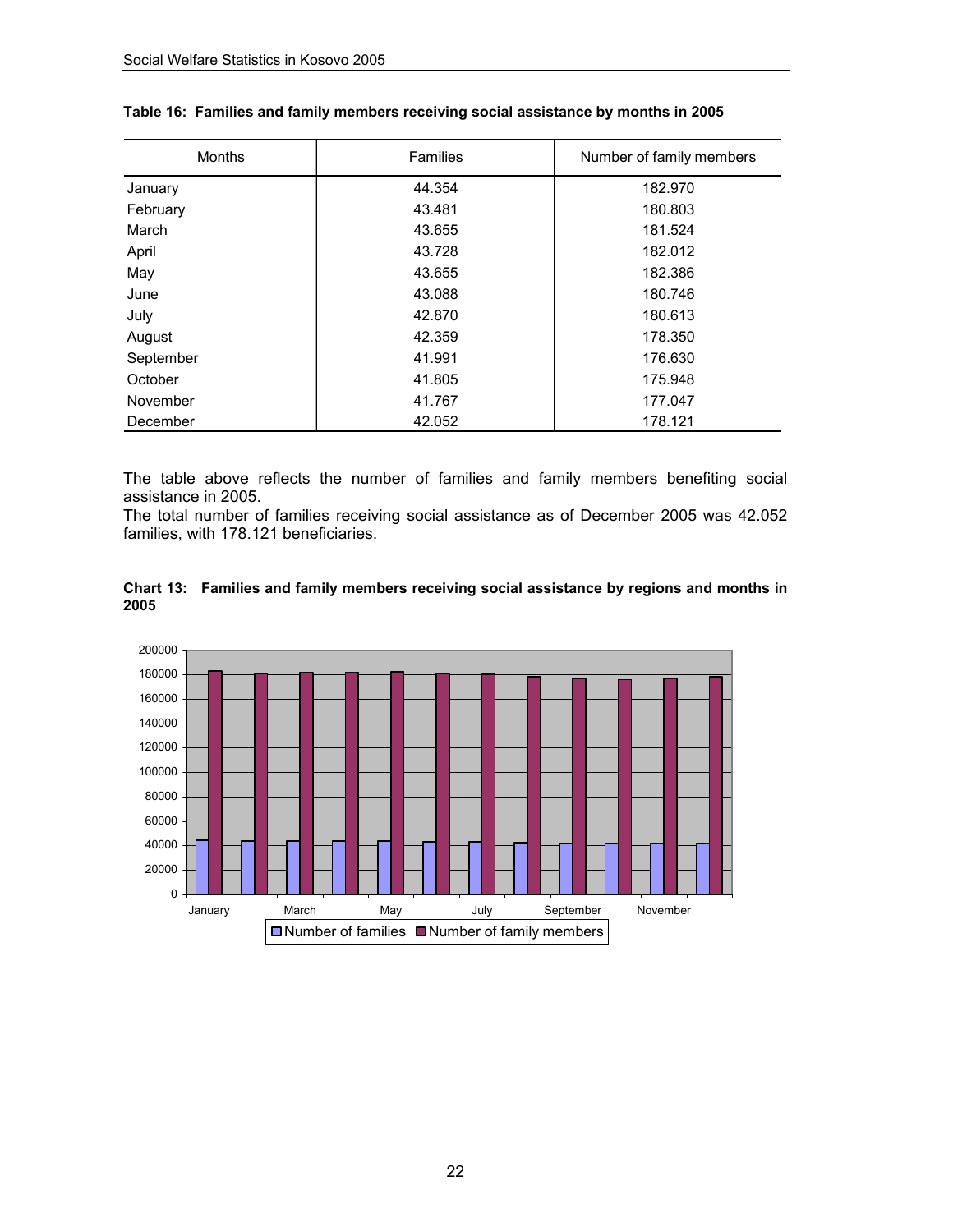**Table 16: Families and family members receiving social assistance by months in 2005**

| Months | Families | Number of family members |
|---|---|---|
| January | 44.354 | 182.970 |
| February | 43.481 | 180.803 |
| March | 43.655 | 181.524 |
| April | 43.728 | 182.012 |
| May | 43.655 | 182.386 |
| June | 43.088 | 180.746 |
| July | 42.870 | 180.613 |
| August | 42.359 | 178.350 |
| September | 41.991 | 176.630 |
| October | 41.805 | 175.948 |
| November | 41.767 | 177.047 |
| December | 42.052 | 178.121 |

The table above reflects the number of families and family members benefiting social assistance in 2005.
The total number of families receiving social assistance as of December 2005 was 42.052 families, with 178.121 beneficiaries.

**Chart 13: Families and family members receiving social assistance by regions and months in 2005**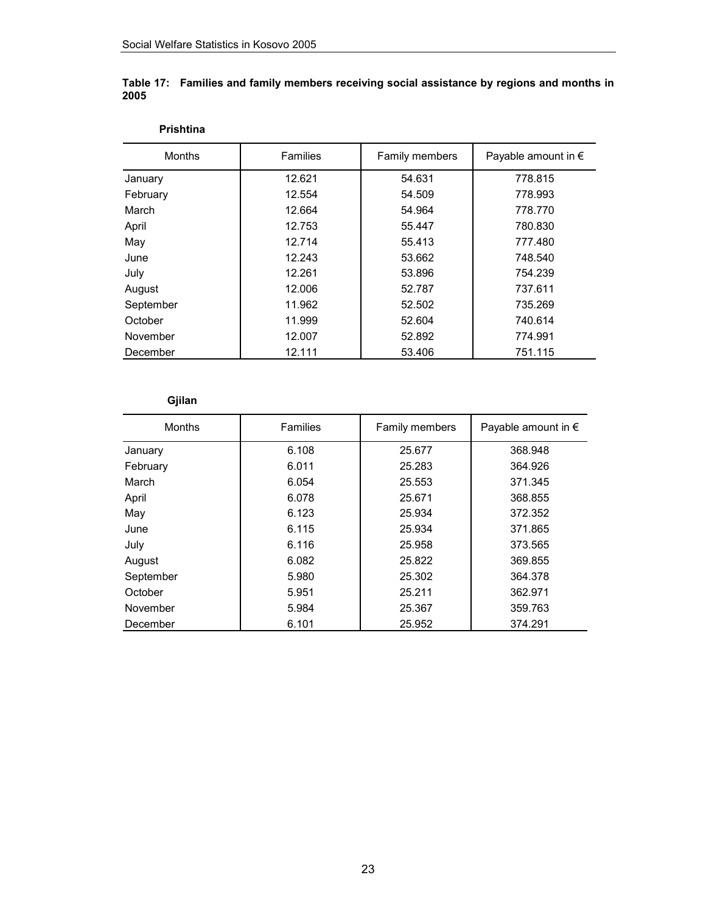**Table 17: Families and family members receiving social assistance by regions and months in 2005**

**Prishtina**

| Months | Families | Family members | Payable amount in € |
|---|---|---|---|
| January | 12.621 | 54.631 | 778.815 |
| February | 12.554 | 54.509 | 778.993 |
| March | 12.664 | 54.964 | 778.770 |
| April | 12.753 | 55.447 | 780.830 |
| May | 12.714 | 55.413 | 777.480 |
| June | 12.243 | 53.662 | 748.540 |
| July | 12.261 | 53.896 | 754.239 |
| August | 12.006 | 52.787 | 737.611 |
| September | 11.962 | 52.502 | 735.269 |
| October | 11.999 | 52.604 | 740.614 |
| November | 12.007 | 52.892 | 774.991 |
| December | 12.111 | 53.406 | 751.115 |

**Gjilan**

| Months | Families | Family members | Payable amount in € |
|---|---|---|---|
| January | 6.108 | 25.677 | 368.948 |
| February | 6.011 | 25.283 | 364.926 |
| March | 6.054 | 25.553 | 371.345 |
| April | 6.078 | 25.671 | 368.855 |
| May | 6.123 | 25.934 | 372.352 |
| June | 6.115 | 25.934 | 371.865 |
| July | 6.116 | 25.958 | 373.565 |
| August | 6.082 | 25.822 | 369.855 |
| September | 5.980 | 25.302 | 364.378 |
| October | 5.951 | 25.211 | 362.971 |
| November | 5.984 | 25.367 | 359.763 |
| December | 6.101 | 25.952 | 374.291 |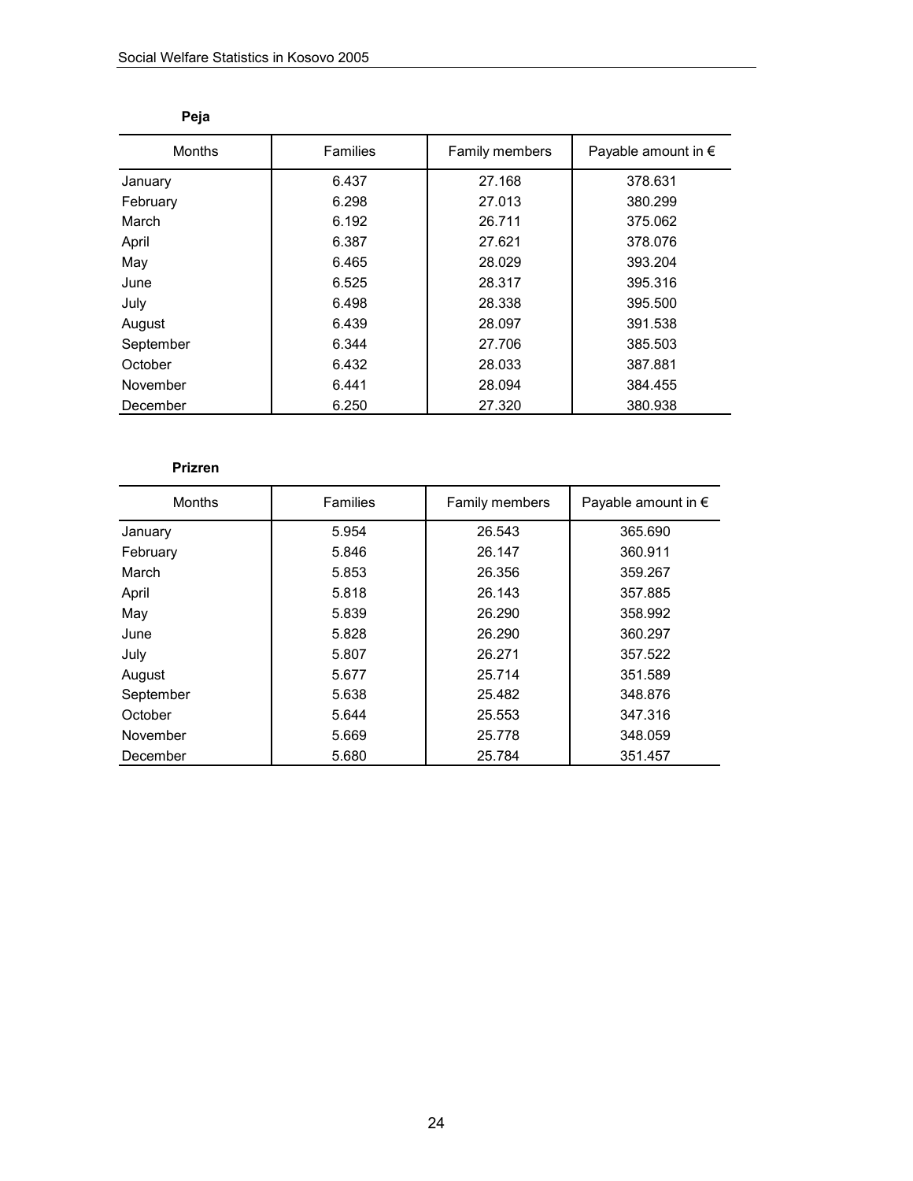**Peja**

| Months | Families | Family members | Payable amount in € |
|---|---|---|---|
| January | 6.437 | 27.168 | 378.631 |
| February | 6.298 | 27.013 | 380.299 |
| March | 6.192 | 26.711 | 375.062 |
| April | 6.387 | 27.621 | 378.076 |
| May | 6.465 | 28.029 | 393.204 |
| June | 6.525 | 28.317 | 395.316 |
| July | 6.498 | 28.338 | 395.500 |
| August | 6.439 | 28.097 | 391.538 |
| September | 6.344 | 27.706 | 385.503 |
| October | 6.432 | 28.033 | 387.881 |
| November | 6.441 | 28.094 | 384.455 |
| December | 6.250 | 27.320 | 380.938 |

**Prizren**

| Months | Families | Family members | Payable amount in € |
|---|---|---|---|
| January | 5.954 | 26.543 | 365.690 |
| February | 5.846 | 26.147 | 360.911 |
| March | 5.853 | 26.356 | 359.267 |
| April | 5.818 | 26.143 | 357.885 |
| May | 5.839 | 26.290 | 358.992 |
| June | 5.828 | 26.290 | 360.297 |
| July | 5.807 | 26.271 | 357.522 |
| August | 5.677 | 25.714 | 351.589 |
| September | 5.638 | 25.482 | 348.876 |
| October | 5.644 | 25.553 | 347.316 |
| November | 5.669 | 25.778 | 348.059 |
| December | 5.680 | 25.784 | 351.457 |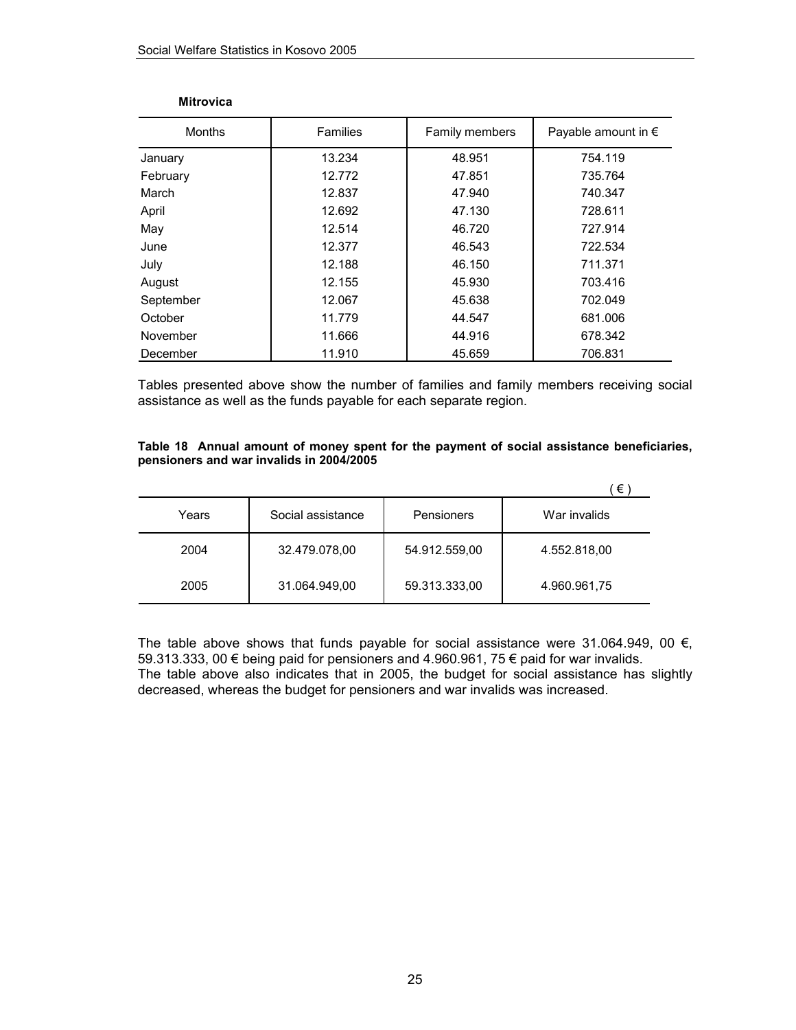**Mitrovica**

| Months | Families | Family members | Payable amount in € |
|---|---|---|---|
| January | 13.234 | 48.951 | 754.119 |
| February | 12.772 | 47.851 | 735.764 |
| March | 12.837 | 47.940 | 740.347 |
| April | 12.692 | 47.130 | 728.611 |
| May | 12.514 | 46.720 | 727.914 |
| June | 12.377 | 46.543 | 722.534 |
| July | 12.188 | 46.150 | 711.371 |
| August | 12.155 | 45.930 | 703.416 |
| September | 12.067 | 45.638 | 702.049 |
| October | 11.779 | 44.547 | 681.006 |
| November | 11.666 | 44.916 | 678.342 |
| December | 11.910 | 45.659 | 706.831 |

Tables presented above show the number of families and family members receiving social assistance as well as the funds payable for each separate region.

**Table 18 Annual amount of money spent for the payment of social assistance beneficiaries, pensioners and war invalids in 2004/2005**

( € )

| Years | Social assistance | Pensioners | War invalids |
|---|---|---|---|
| 2004 | 32.479.078,00 | 54.912.559,00 | 4.552.818,00 |
| 2005 | 31.064.949,00 | 59.313.333,00 | 4.960.961,75 |

The table above shows that funds payable for social assistance were 31.064.949, 00 €, 59.313.333, 00 € being paid for pensioners and 4.960.961, 75 € paid for war invalids.
The table above also indicates that in 2005, the budget for social assistance has slightly decreased, whereas the budget for pensioners and war invalids was increased.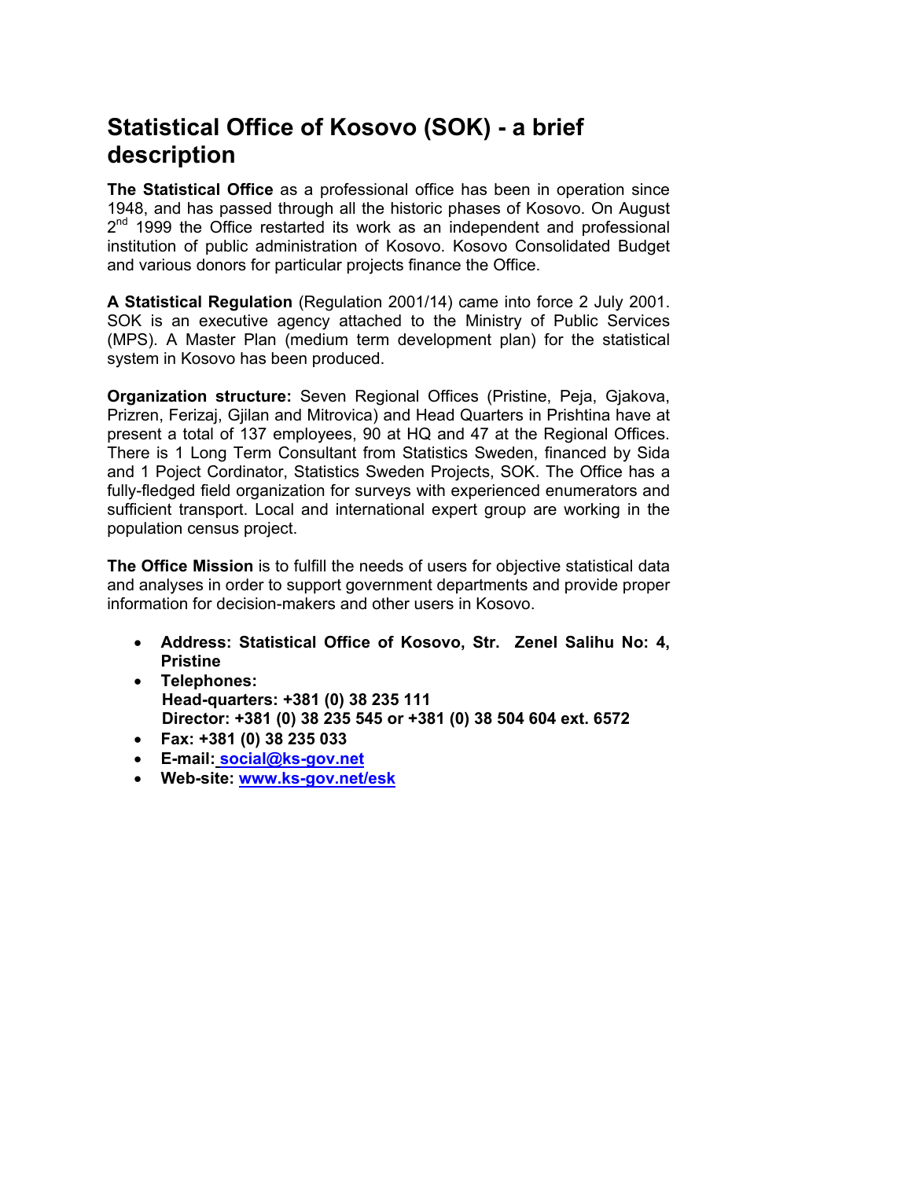# Statistical Office of Kosovo (SOK) - a brief description

**The Statistical Office** as a professional office has been in operation since 1948, and has passed through all the historic phases of Kosovo. On August 2nd 1999 the Office restarted its work as an independent and professional institution of public administration of Kosovo. Kosovo Consolidated Budget and various donors for particular projects finance the Office.

**A Statistical Regulation** (Regulation 2001/14) came into force 2 July 2001. SOK is an executive agency attached to the Ministry of Public Services (MPS). A Master Plan (medium term development plan) for the statistical system in Kosovo has been produced.

**Organization structure:** Seven Regional Offices (Pristine, Peja, Gjakova, Prizren, Ferizaj, Gjilan and Mitrovica) and Head Quarters in Prishtina have at present a total of 137 employees, 90 at HQ and 47 at the Regional Offices. There is 1 Long Term Consultant from Statistics Sweden, financed by Sida and 1 Poject Cordinator, Statistics Sweden Projects, SOK. The Office has a fully-fledged field organization for surveys with experienced enumerators and sufficient transport. Local and international expert group are working in the population census project.

**The Office Mission** is to fulfill the needs of users for objective statistical data and analyses in order to support government departments and provide proper information for decision-makers and other users in Kosovo.

- **Address: Statistical Office of Kosovo, Str. Zenel Salihu No: 4, Pristine**
- **Telephones:**
  **Head-quarters: +381 (0) 38 235 111**
  **Director: +381 (0) 38 235 545 or +381 (0) 38 504 604 ext. 6572**
- **Fax: +381 (0) 38 235 033**
- **E-mail: social@ks-gov.net**
- **Web-site: www.ks-gov.net/esk**